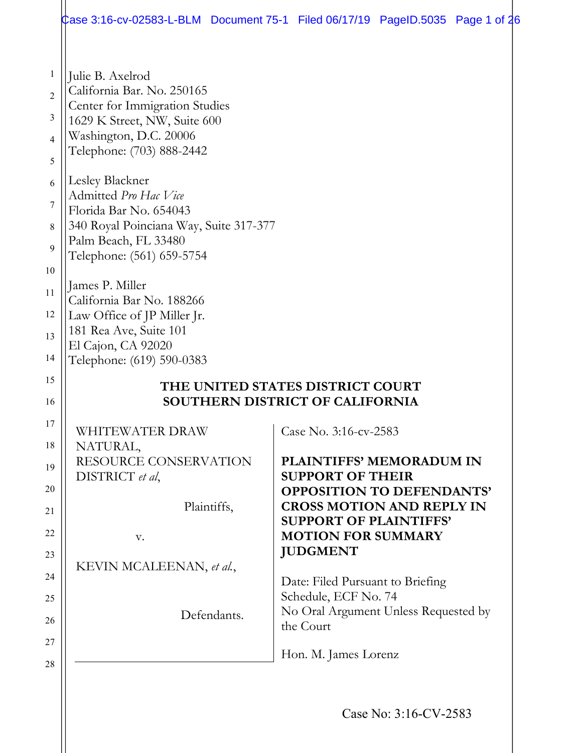Julie B. Axelrod
California Bar. No. 250165
Center for Immigration Studies
1629 K Street, NW, Suite 600
Washington, D.C. 20006
Telephone: (703) 888-2442

Lesley Blackner
Admitted *Pro Hac Vice*
Florida Bar No. 654043
340 Royal Poinciana Way, Suite 317-377
Palm Beach, FL 33480
Telephone: (561) 659-5754

James P. Miller
California Bar No. 188266
Law Office of JP Miller Jr.
181 Rea Ave, Suite 101
El Cajon, CA 92020
Telephone: (619) 590-0383

**THE UNITED STATES DISTRICT COURT**
**SOUTHERN DISTRICT OF CALIFORNIA**

| | |
|---|---|
| WHITEWATER DRAW NATURAL, RESOURCE CONSERVATION DISTRICT *et al*,<br><br>Plaintiffs,<br><br>v.<br><br>KEVIN MCALEENAN, *et al.*,<br><br>Defendants. | Case No. 3:16-cv-2583<br><br>**PLAINTIFFS' MEMORADUM IN SUPPORT OF THEIR OPPOSITION TO DEFENDANTS' CROSS MOTION AND REPLY IN SUPPORT OF PLAINTIFFS' MOTION FOR SUMMARY JUDGMENT**<br><br>Date: Filed Pursuant to Briefing Schedule, ECF No. 74<br>No Oral Argument Unless Requested by the Court<br><br>Hon. M. James Lorenz |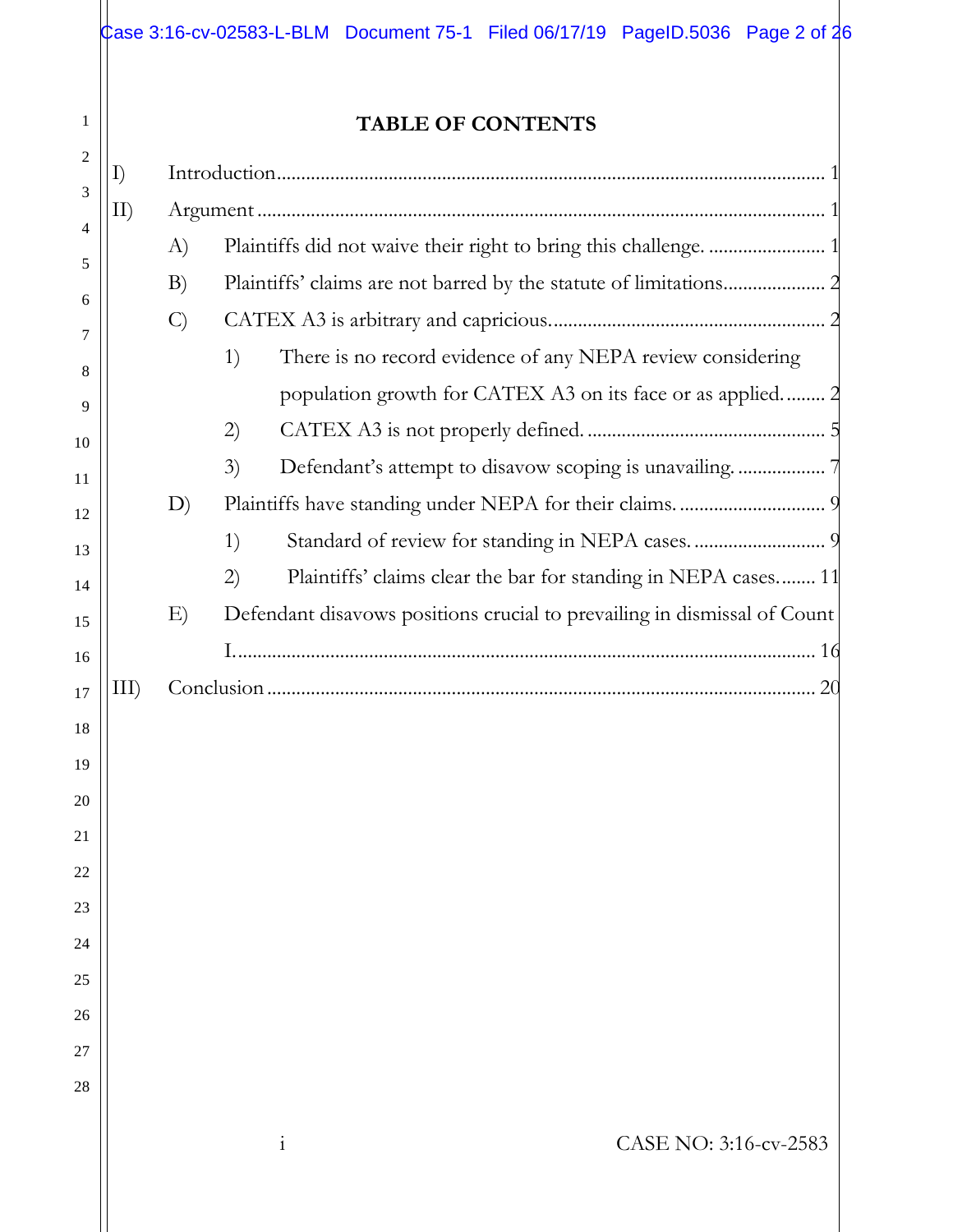# TABLE OF CONTENTS

I) Introduction .......... 1

II) Argument .......... 1

- A) Plaintiffs did not waive their right to bring this challenge. .......... 1
- B) Plaintiffs' claims are not barred by the statute of limitations .......... 2
- C) CATEX A3 is arbitrary and capricious. .......... 2
  - 1) There is no record evidence of any NEPA review considering population growth for CATEX A3 on its face or as applied. .......... 2
  - 2) CATEX A3 is not properly defined. .......... 5
  - 3) Defendant's attempt to disavow scoping is unavailing. .......... 7
- D) Plaintiffs have standing under NEPA for their claims. .......... 9
  - 1) Standard of review for standing in NEPA cases. .......... 9
  - 2) Plaintiffs' claims clear the bar for standing in NEPA cases. .......... 11
- E) Defendant disavows positions crucial to prevailing in dismissal of Count I. .......... 16

III) Conclusion .......... 20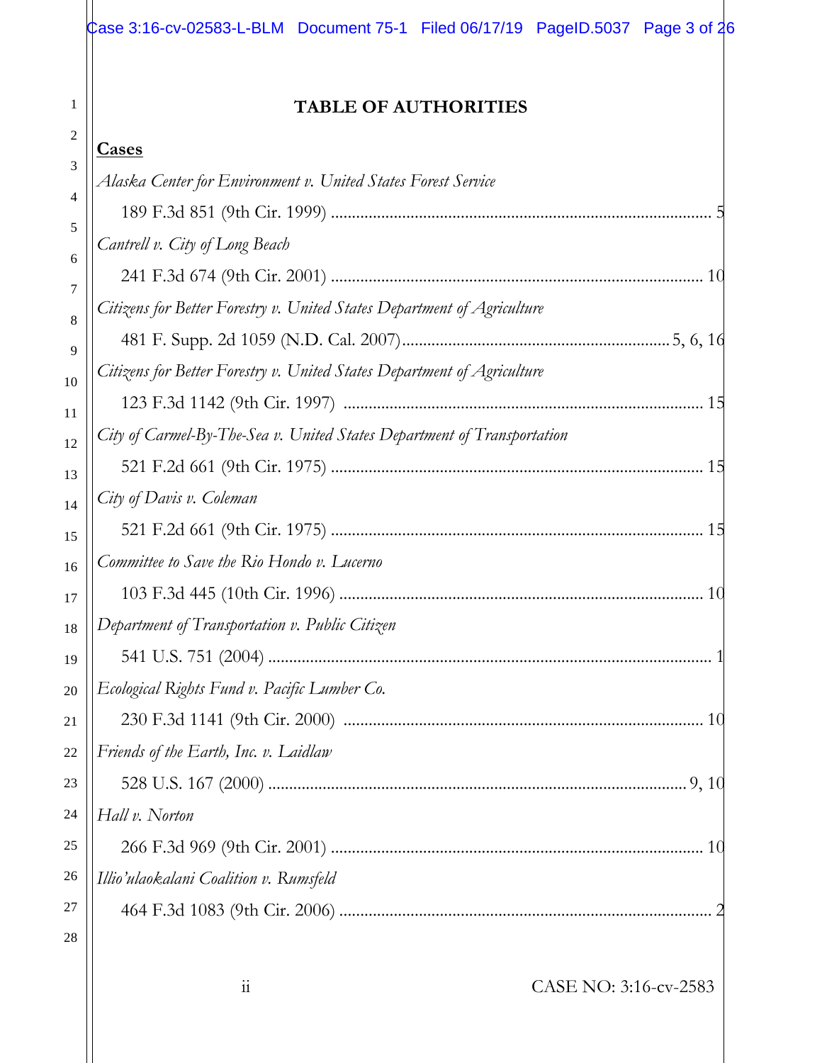# TABLE OF AUTHORITIES

**Cases**

*Alaska Center for Environment v. United States Forest Service*
189 F.3d 851 (9th Cir. 1999) ........................................................................................ 5

*Cantrell v. City of Long Beach*
241 F.3d 674 (9th Cir. 2001) ...................................................................................... 10

*Citizens for Better Forestry v. United States Department of Agriculture*
481 F. Supp. 2d 1059 (N.D. Cal. 2007)............................................................. 5, 6, 16

*Citizens for Better Forestry v. United States Department of Agriculture*
123 F.3d 1142 (9th Cir. 1997) .................................................................................... 15

*City of Carmel-By-The-Sea v. United States Department of Transportation*
521 F.2d 661 (9th Cir. 1975) ...................................................................................... 15

*City of Davis v. Coleman*
521 F.2d 661 (9th Cir. 1975) ...................................................................................... 15

*Committee to Save the Rio Hondo v. Lucerno*
103 F.3d 445 (10th Cir. 1996) .................................................................................... 10

*Department of Transportation v. Public Citizen*
541 U.S. 751 (2004) ....................................................................................................... 1

*Ecological Rights Fund v. Pacific Lumber Co.*
230 F.3d 1141 (9th Cir. 2000) .................................................................................... 10

*Friends of the Earth, Inc. v. Laidlaw*
528 U.S. 167 (2000) ................................................................................................. 9, 10

*Hall v. Norton*
266 F.3d 969 (9th Cir. 2001) ...................................................................................... 10

*Illio'ulaokalani Coalition v. Rumsfeld*
464 F.3d 1083 (9th Cir. 2006) ...................................................................................... 2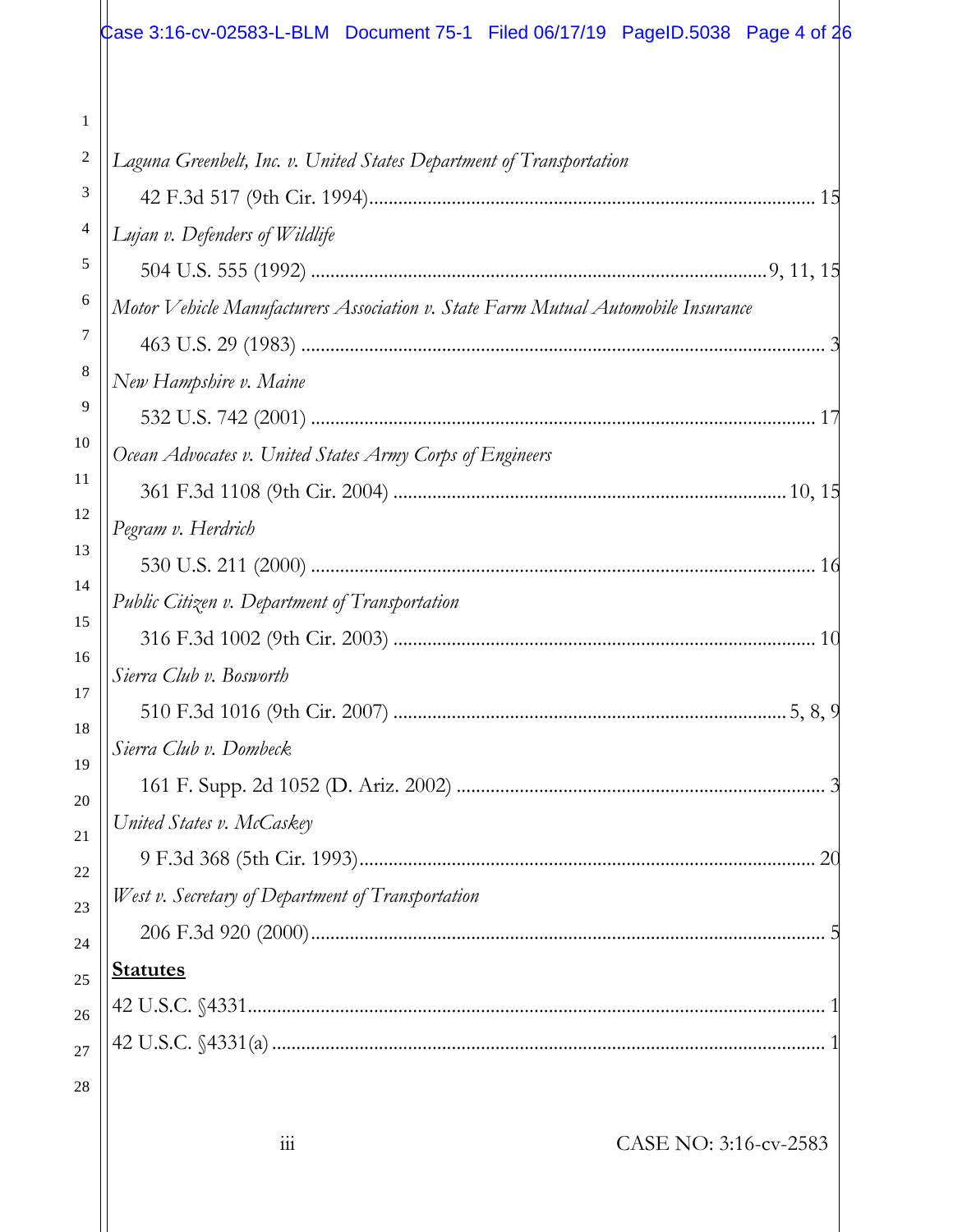*Laguna Greenbelt, Inc. v. United States Department of Transportation*
42 F.3d 517 (9th Cir. 1994)........................................................................................... 15

*Lujan v. Defenders of Wildlife*
504 U.S. 555 (1992) ............................................................................................9, 11, 15

*Motor Vehicle Manufacturers Association v. State Farm Mutual Automobile Insurance*
463 U.S. 29 (1983) .......................................................................................................... 3

*New Hampshire v. Maine*
532 U.S. 742 (2001) ...................................................................................................... 17

*Ocean Advocates v. United States Army Corps of Engineers*
361 F.3d 1108 (9th Cir. 2004) ................................................................................ 10, 15

*Pegram v. Herdrich*
530 U.S. 211 (2000) ...................................................................................................... 16

*Public Citizen v. Department of Transportation*
316 F.3d 1002 (9th Cir. 2003) ...................................................................................... 10

*Sierra Club v. Bosworth*
510 F.3d 1016 (9th Cir. 2007) ................................................................................ 5, 8, 9

*Sierra Club v. Dombeck*
161 F. Supp. 2d 1052 (D. Ariz. 2002) ........................................................................... 3

*United States v. McCaskey*
9 F.3d 368 (5th Cir. 1993)............................................................................................. 20

*West v. Secretary of Department of Transportation*
206 F.3d 920 (2000)......................................................................................................... 5

**Statutes**

42 U.S.C. §4331...................................................................................................................... 1

42 U.S.C. §4331(a) ................................................................................................................. 1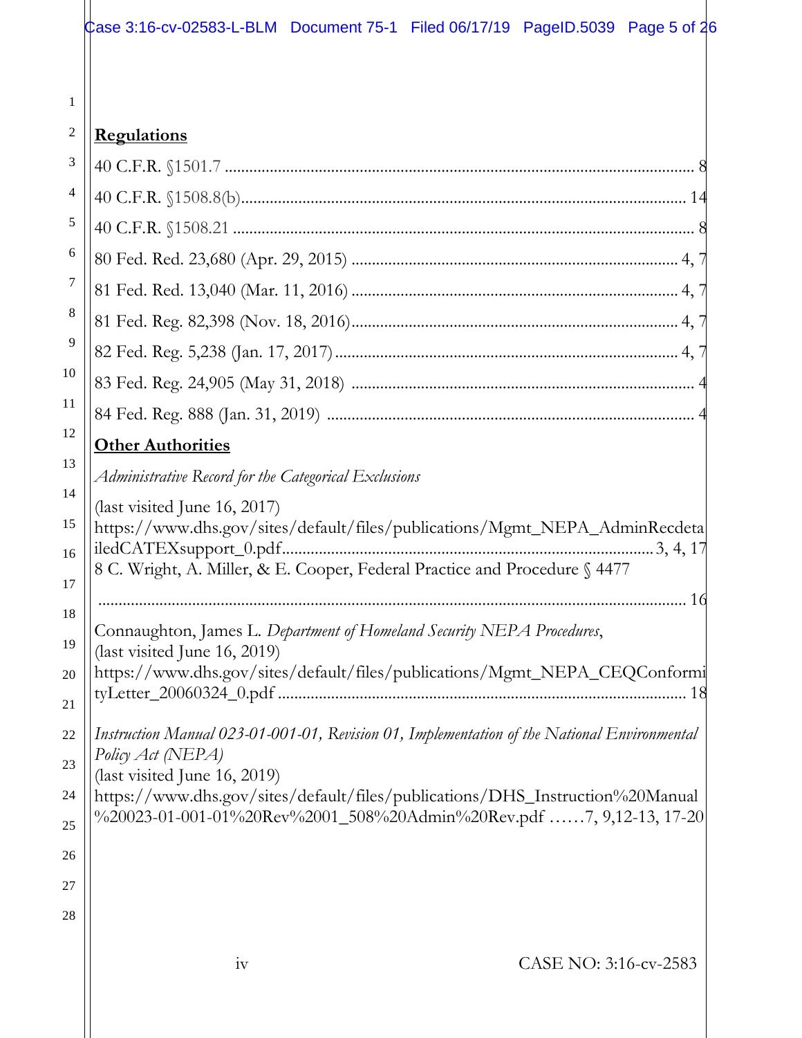**Regulations**

40 C.F.R. §1501.7 .................................................................................................................. 8

40 C.F.R. §1508.8(b)............................................................................................................ 14

40 C.F.R. §1508.21 ................................................................................................................ 8

80 Fed. Red. 23,680 (Apr. 29, 2015) ............................................................................... 4, 7

81 Fed. Red. 13,040 (Mar. 11, 2016) ............................................................................... 4, 7

81 Fed. Reg. 82,398 (Nov. 18, 2016)............................................................................... 4, 7

82 Fed. Reg. 5,238 (Jan. 17, 2017).................................................................................... 4, 7

83 Fed. Reg. 24,905 (May 31, 2018) .................................................................................... 4

84 Fed. Reg. 888 (Jan. 31, 2019) ......................................................................................... 4

**Other Authorities**

*Administrative Record for the Categorical Exclusions*
(last visited June 16, 2017)
https://www.dhs.gov/sites/default/files/publications/Mgmt_NEPA_AdminRecdetailedCATEXsupport_0.pdf......................................................................................... 3, 4, 17

8 C. Wright, A. Miller, & E. Cooper, Federal Practice and Procedure § 4477
.............................................................................................................................................. 16

Connaughton, James L. *Department of Homeland Security NEPA Procedures*,
(last visited June 16, 2019)
https://www.dhs.gov/sites/default/files/publications/Mgmt_NEPA_CEQConformityLetter_20060324_0.pdf ................................................................................................... 18

*Instruction Manual 023-01-001-01, Revision 01, Implementation of the National Environmental Policy Act (NEPA)*
(last visited June 16, 2019)
https://www.dhs.gov/sites/default/files/publications/DHS_Instruction%20Manual%20023-01-001-01%20Rev%2001_508%20Admin%20Rev.pdf ……7, 9,12-13, 17-20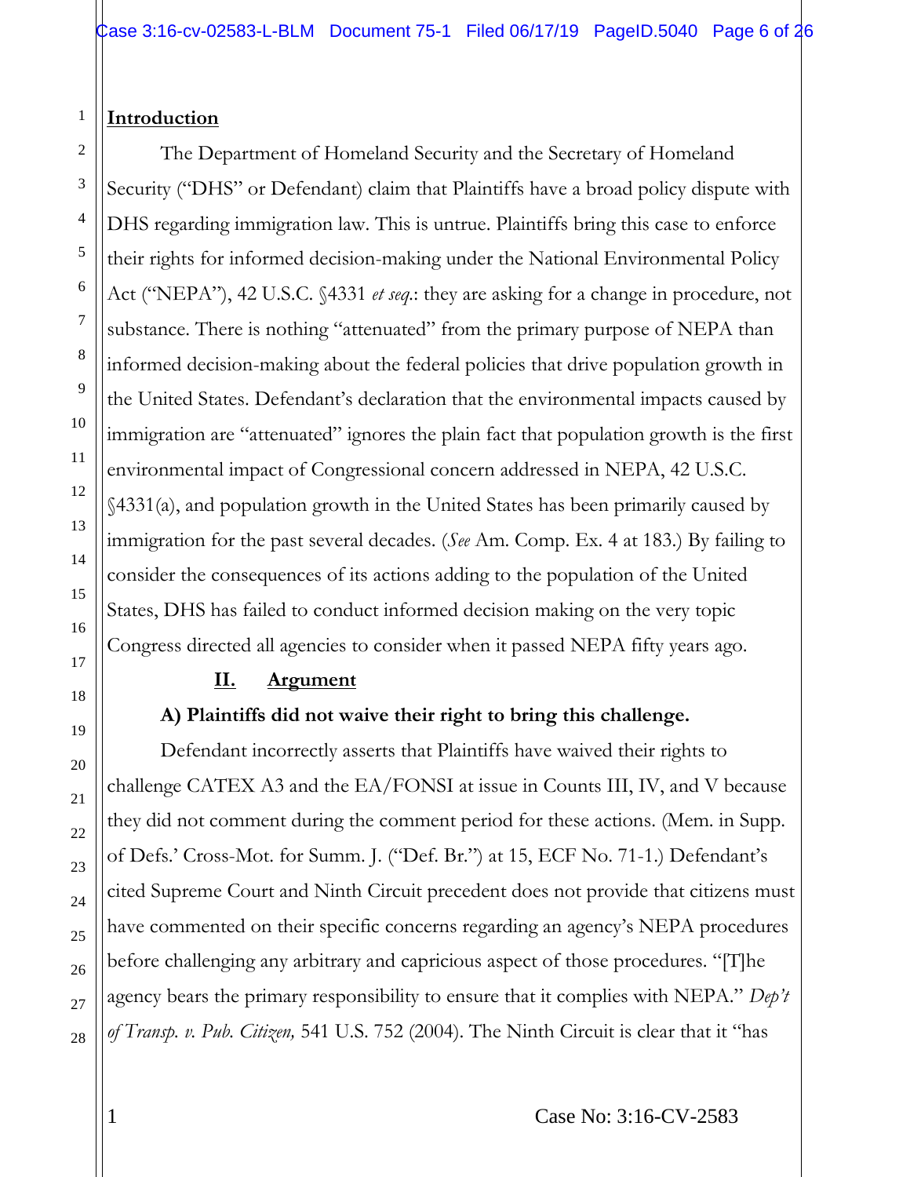**Introduction**

The Department of Homeland Security and the Secretary of Homeland Security ("DHS" or Defendant) claim that Plaintiffs have a broad policy dispute with DHS regarding immigration law. This is untrue. Plaintiffs bring this case to enforce their rights for informed decision-making under the National Environmental Policy Act ("NEPA"), 42 U.S.C. §4331 *et seq*.: they are asking for a change in procedure, not substance. There is nothing "attenuated" from the primary purpose of NEPA than informed decision-making about the federal policies that drive population growth in the United States. Defendant's declaration that the environmental impacts caused by immigration are "attenuated" ignores the plain fact that population growth is the first environmental impact of Congressional concern addressed in NEPA, 42 U.S.C. §4331(a), and population growth in the United States has been primarily caused by immigration for the past several decades. (*See* Am. Comp. Ex. 4 at 183.) By failing to consider the consequences of its actions adding to the population of the United States, DHS has failed to conduct informed decision making on the very topic Congress directed all agencies to consider when it passed NEPA fifty years ago.

## II. Argument

### A) Plaintiffs did not waive their right to bring this challenge.

Defendant incorrectly asserts that Plaintiffs have waived their rights to challenge CATEX A3 and the EA/FONSI at issue in Counts III, IV, and V because they did not comment during the comment period for these actions. (Mem. in Supp. of Defs.' Cross-Mot. for Summ. J. ("Def. Br.") at 15, ECF No. 71-1.) Defendant's cited Supreme Court and Ninth Circuit precedent does not provide that citizens must have commented on their specific concerns regarding an agency's NEPA procedures before challenging any arbitrary and capricious aspect of those procedures. "[T]he agency bears the primary responsibility to ensure that it complies with NEPA." *Dep't of Transp. v. Pub. Citizen,* 541 U.S. 752 (2004). The Ninth Circuit is clear that it "has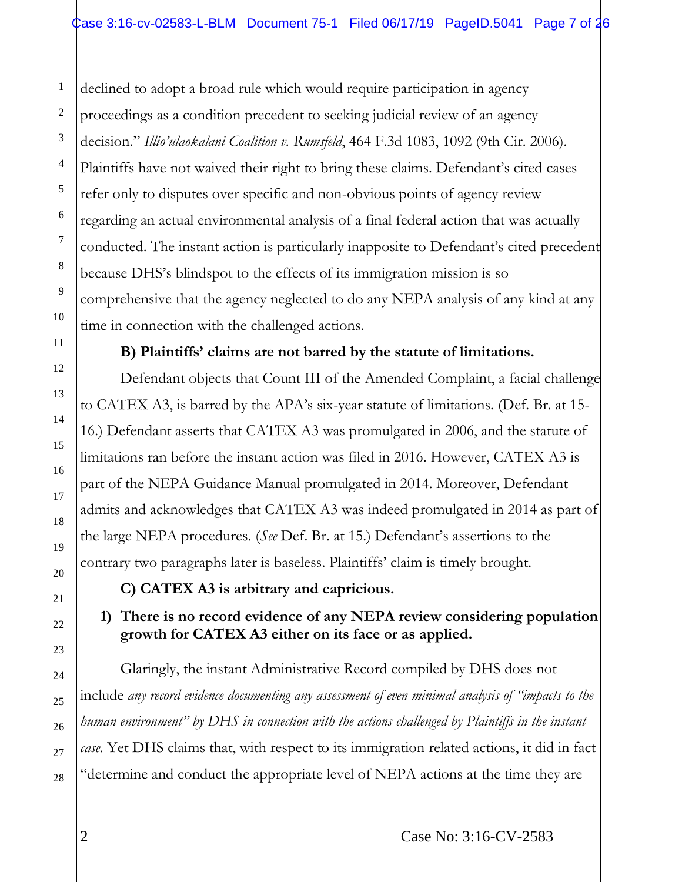declined to adopt a broad rule which would require participation in agency proceedings as a condition precedent to seeking judicial review of an agency decision." *Illio'ulaokalani Coalition v. Rumsfeld*, 464 F.3d 1083, 1092 (9th Cir. 2006). Plaintiffs have not waived their right to bring these claims. Defendant's cited cases refer only to disputes over specific and non-obvious points of agency review regarding an actual environmental analysis of a final federal action that was actually conducted. The instant action is particularly inapposite to Defendant's cited precedent because DHS's blindspot to the effects of its immigration mission is so comprehensive that the agency neglected to do any NEPA analysis of any kind at any time in connection with the challenged actions.

**B) Plaintiffs' claims are not barred by the statute of limitations.**

Defendant objects that Count III of the Amended Complaint, a facial challenge to CATEX A3, is barred by the APA's six-year statute of limitations. (Def. Br. at 15-16.) Defendant asserts that CATEX A3 was promulgated in 2006, and the statute of limitations ran before the instant action was filed in 2016. However, CATEX A3 is part of the NEPA Guidance Manual promulgated in 2014. Moreover, Defendant admits and acknowledges that CATEX A3 was indeed promulgated in 2014 as part of the large NEPA procedures. (*See* Def. Br. at 15.) Defendant's assertions to the contrary two paragraphs later is baseless. Plaintiffs' claim is timely brought.

**C) CATEX A3 is arbitrary and capricious.**

**1) There is no record evidence of any NEPA review considering population growth for CATEX A3 either on its face or as applied.**

Glaringly, the instant Administrative Record compiled by DHS does not include *any record evidence documenting any assessment of even minimal analysis of "impacts to the human environment" by DHS in connection with the actions challenged by Plaintiffs in the instant case.* Yet DHS claims that, with respect to its immigration related actions, it did in fact "determine and conduct the appropriate level of NEPA actions at the time they are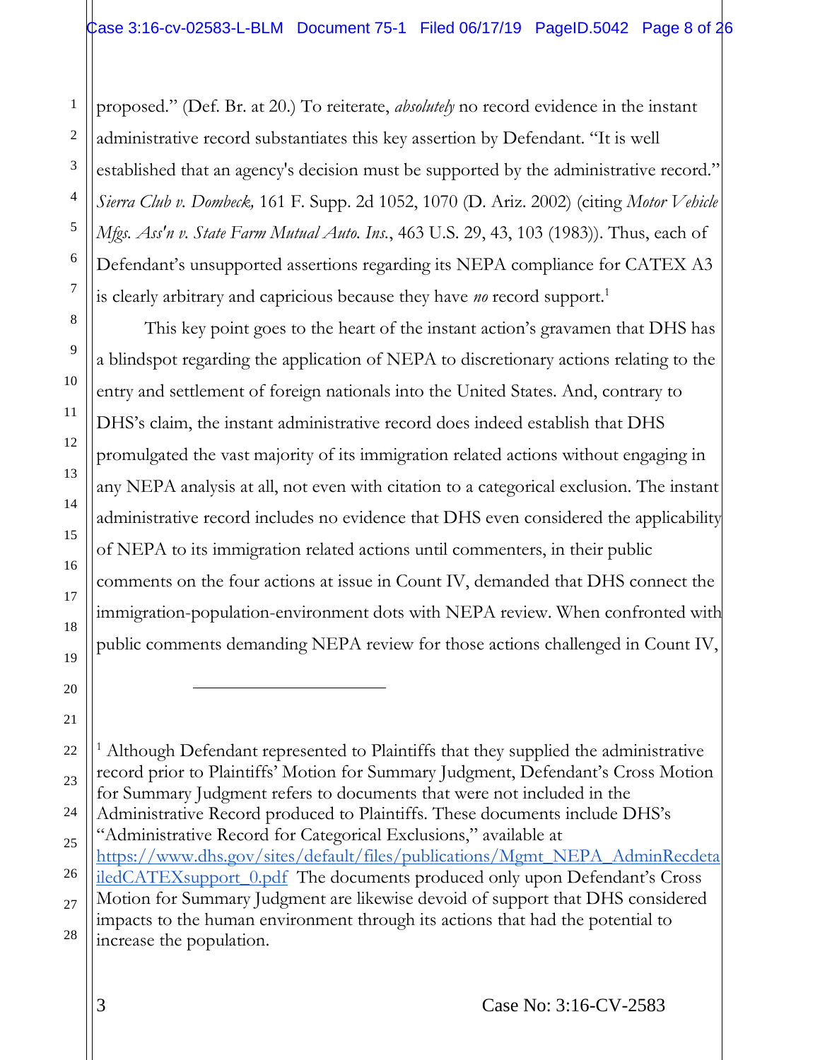proposed." (Def. Br. at 20.) To reiterate, *absolutely* no record evidence in the instant administrative record substantiates this key assertion by Defendant. "It is well established that an agency's decision must be supported by the administrative record." *Sierra Club v. Dombeck,* 161 F. Supp. 2d 1052, 1070 (D. Ariz. 2002) (citing *Motor Vehicle Mfgs. Ass'n v. State Farm Mutual Auto. Ins.*, 463 U.S. 29, 43, 103 (1983)). Thus, each of Defendant's unsupported assertions regarding its NEPA compliance for CATEX A3 is clearly arbitrary and capricious because they have *no* record support.[1]

This key point goes to the heart of the instant action's gravamen that DHS has a blindspot regarding the application of NEPA to discretionary actions relating to the entry and settlement of foreign nationals into the United States. And, contrary to DHS's claim, the instant administrative record does indeed establish that DHS promulgated the vast majority of its immigration related actions without engaging in any NEPA analysis at all, not even with citation to a categorical exclusion. The instant administrative record includes no evidence that DHS even considered the applicability of NEPA to its immigration related actions until commenters, in their public comments on the four actions at issue in Count IV, demanded that DHS connect the immigration-population-environment dots with NEPA review. When confronted with public comments demanding NEPA review for those actions challenged in Count IV,

---

[1] Although Defendant represented to Plaintiffs that they supplied the administrative record prior to Plaintiffs' Motion for Summary Judgment, Defendant's Cross Motion for Summary Judgment refers to documents that were not included in the Administrative Record produced to Plaintiffs. These documents include DHS's "Administrative Record for Categorical Exclusions," available at https://www.dhs.gov/sites/default/files/publications/Mgmt_NEPA_AdminRecdetailedCATEXsupport_0.pdf The documents produced only upon Defendant's Cross Motion for Summary Judgment are likewise devoid of support that DHS considered impacts to the human environment through its actions that had the potential to increase the population.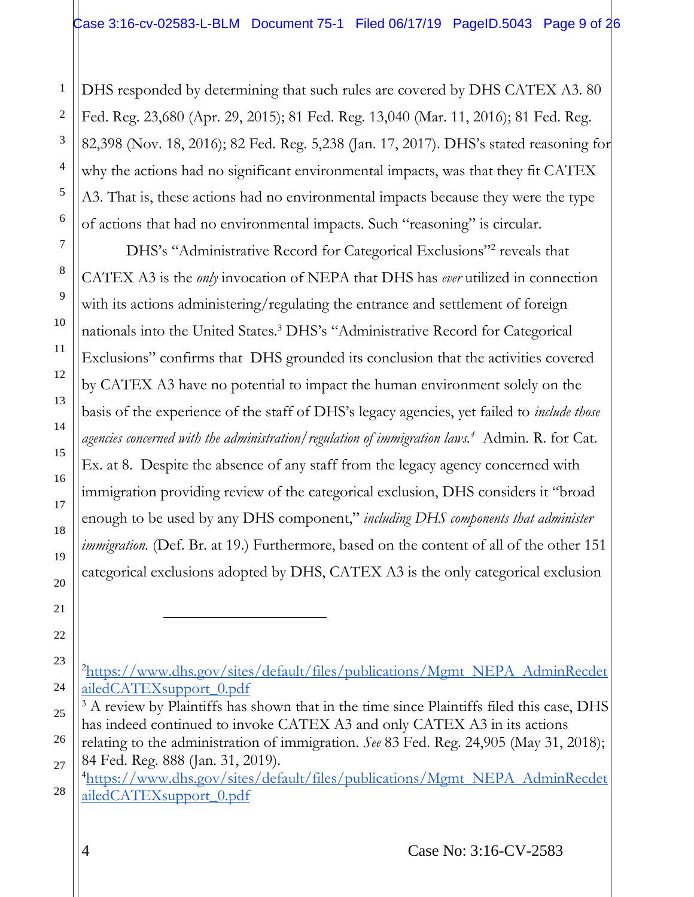DHS responded by determining that such rules are covered by DHS CATEX A3. 80 Fed. Reg. 23,680 (Apr. 29, 2015); 81 Fed. Reg. 13,040 (Mar. 11, 2016); 81 Fed. Reg. 82,398 (Nov. 18, 2016); 82 Fed. Reg. 5,238 (Jan. 17, 2017). DHS's stated reasoning for why the actions had no significant environmental impacts, was that they fit CATEX A3. That is, these actions had no environmental impacts because they were the type of actions that had no environmental impacts. Such "reasoning" is circular.

DHS's "Administrative Record for Categorical Exclusions"[2] reveals that CATEX A3 is the *only* invocation of NEPA that DHS has *ever* utilized in connection with its actions administering/regulating the entrance and settlement of foreign nationals into the United States.[3] DHS's "Administrative Record for Categorical Exclusions" confirms that DHS grounded its conclusion that the activities covered by CATEX A3 have no potential to impact the human environment solely on the basis of the experience of the staff of DHS's legacy agencies, yet failed to *include those agencies concerned with the administration/regulation of immigration laws.*[4] Admin. R. for Cat. Ex. at 8. Despite the absence of any staff from the legacy agency concerned with immigration providing review of the categorical exclusion, DHS considers it "broad enough to be used by any DHS component," *including DHS components that administer immigration.* (Def. Br. at 19.) Furthermore, based on the content of all of the other 151 categorical exclusions adopted by DHS, CATEX A3 is the only categorical exclusion

---

[2] https://www.dhs.gov/sites/default/files/publications/Mgmt_NEPA_AdminRecdetailedCATEXsupport_0.pdf

[3] A review by Plaintiffs has shown that in the time since Plaintiffs filed this case, DHS has indeed continued to invoke CATEX A3 and only CATEX A3 in its actions relating to the administration of immigration. *See* 83 Fed. Reg. 24,905 (May 31, 2018); 84 Fed. Reg. 888 (Jan. 31, 2019).

[4] https://www.dhs.gov/sites/default/files/publications/Mgmt_NEPA_AdminRecdetailedCATEXsupport_0.pdf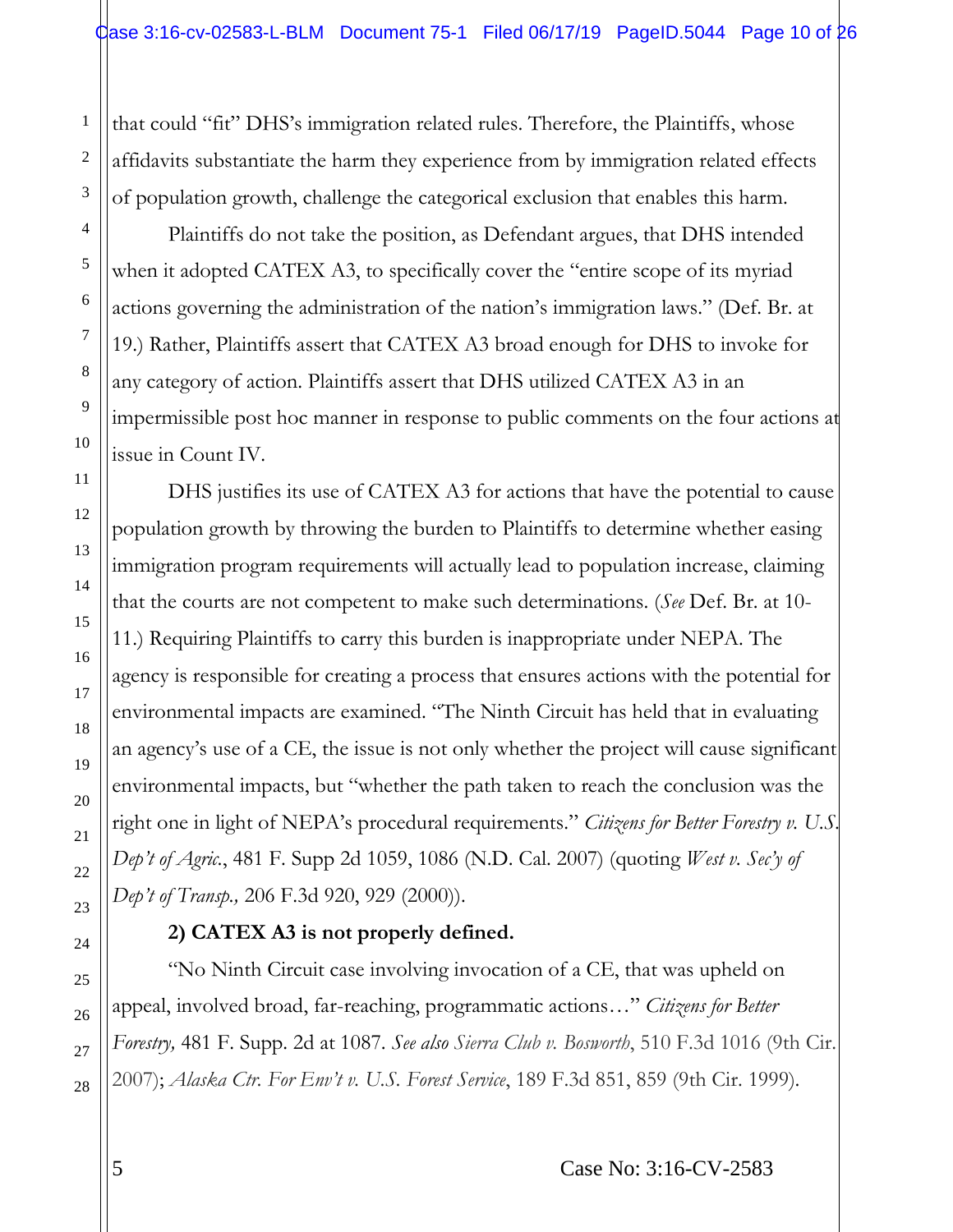that could "fit" DHS's immigration related rules. Therefore, the Plaintiffs, whose affidavits substantiate the harm they experience from by immigration related effects of population growth, challenge the categorical exclusion that enables this harm.

Plaintiffs do not take the position, as Defendant argues, that DHS intended when it adopted CATEX A3, to specifically cover the "entire scope of its myriad actions governing the administration of the nation's immigration laws." (Def. Br. at 19.) Rather, Plaintiffs assert that CATEX A3 broad enough for DHS to invoke for any category of action. Plaintiffs assert that DHS utilized CATEX A3 in an impermissible post hoc manner in response to public comments on the four actions at issue in Count IV.

DHS justifies its use of CATEX A3 for actions that have the potential to cause population growth by throwing the burden to Plaintiffs to determine whether easing immigration program requirements will actually lead to population increase, claiming that the courts are not competent to make such determinations. (*See* Def. Br. at 10-11.) Requiring Plaintiffs to carry this burden is inappropriate under NEPA. The agency is responsible for creating a process that ensures actions with the potential for environmental impacts are examined. "The Ninth Circuit has held that in evaluating an agency's use of a CE, the issue is not only whether the project will cause significant environmental impacts, but "whether the path taken to reach the conclusion was the right one in light of NEPA's procedural requirements." *Citizens for Better Forestry v. U.S. Dep't of Agric.*, 481 F. Supp 2d 1059, 1086 (N.D. Cal. 2007) (quoting *West v. Sec'y of Dep't of Transp.,* 206 F.3d 920, 929 (2000)).

**2) CATEX A3 is not properly defined.**

"No Ninth Circuit case involving invocation of a CE, that was upheld on appeal, involved broad, far-reaching, programmatic actions…" *Citizens for Better Forestry,* 481 F. Supp. 2d at 1087. *See also Sierra Club v. Bosworth*, 510 F.3d 1016 (9th Cir. 2007); *Alaska Ctr. For Env't v. U.S. Forest Service*, 189 F.3d 851, 859 (9th Cir. 1999).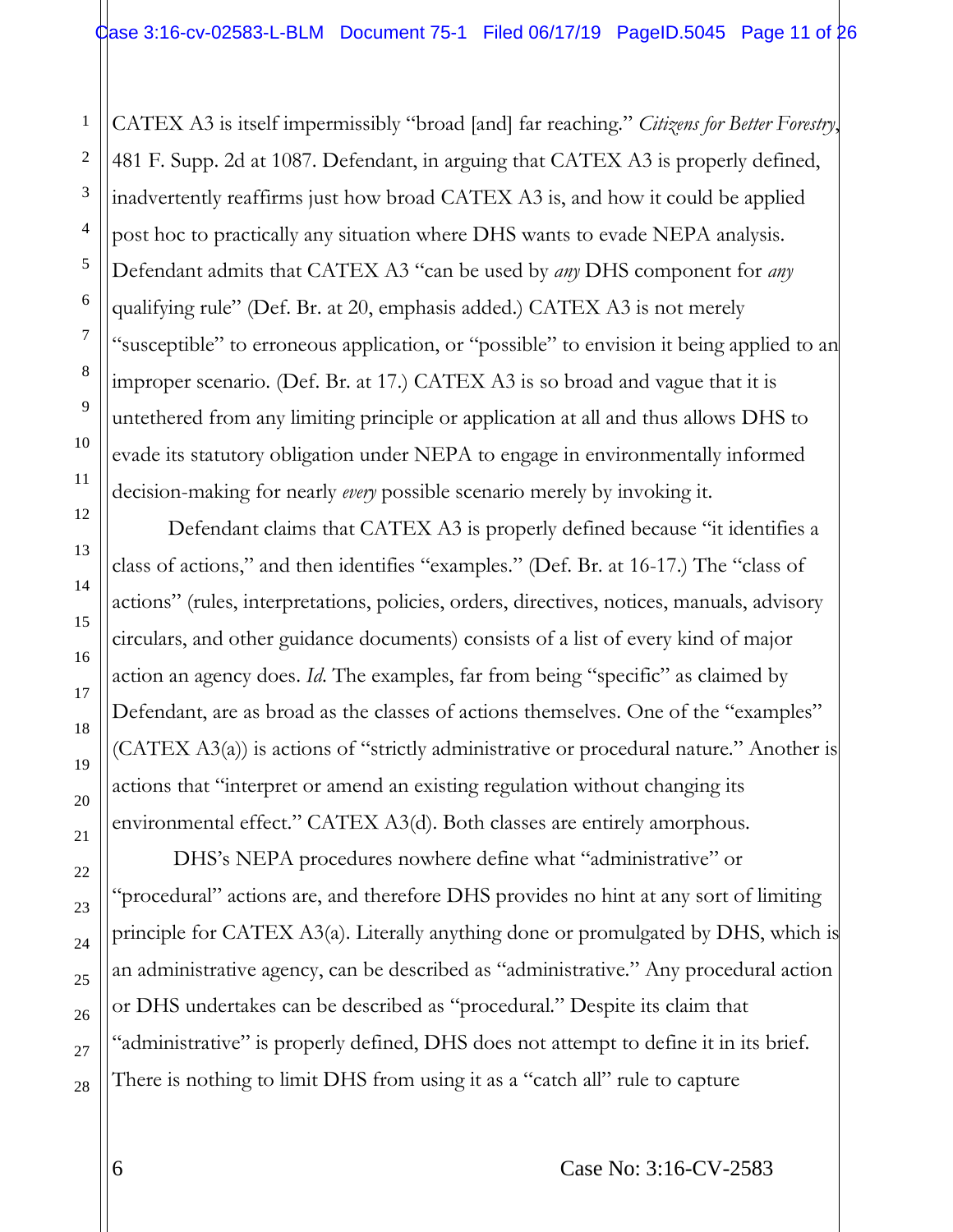CATEX A3 is itself impermissibly "broad [and] far reaching." *Citizens for Better Forestry*, 481 F. Supp. 2d at 1087. Defendant, in arguing that CATEX A3 is properly defined, inadvertently reaffirms just how broad CATEX A3 is, and how it could be applied post hoc to practically any situation where DHS wants to evade NEPA analysis. Defendant admits that CATEX A3 "can be used by *any* DHS component for *any* qualifying rule" (Def. Br. at 20, emphasis added.) CATEX A3 is not merely "susceptible" to erroneous application, or "possible" to envision it being applied to an improper scenario. (Def. Br. at 17.) CATEX A3 is so broad and vague that it is untethered from any limiting principle or application at all and thus allows DHS to evade its statutory obligation under NEPA to engage in environmentally informed decision-making for nearly *every* possible scenario merely by invoking it.

Defendant claims that CATEX A3 is properly defined because "it identifies a class of actions," and then identifies "examples." (Def. Br. at 16-17.) The "class of actions" (rules, interpretations, policies, orders, directives, notices, manuals, advisory circulars, and other guidance documents) consists of a list of every kind of major action an agency does. *Id.* The examples, far from being "specific" as claimed by Defendant, are as broad as the classes of actions themselves. One of the "examples" (CATEX A3(a)) is actions of "strictly administrative or procedural nature." Another is actions that "interpret or amend an existing regulation without changing its environmental effect." CATEX A3(d). Both classes are entirely amorphous.

DHS's NEPA procedures nowhere define what "administrative" or "procedural" actions are, and therefore DHS provides no hint at any sort of limiting principle for CATEX A3(a). Literally anything done or promulgated by DHS, which is an administrative agency, can be described as "administrative." Any procedural action or DHS undertakes can be described as "procedural." Despite its claim that "administrative" is properly defined, DHS does not attempt to define it in its brief. There is nothing to limit DHS from using it as a "catch all" rule to capture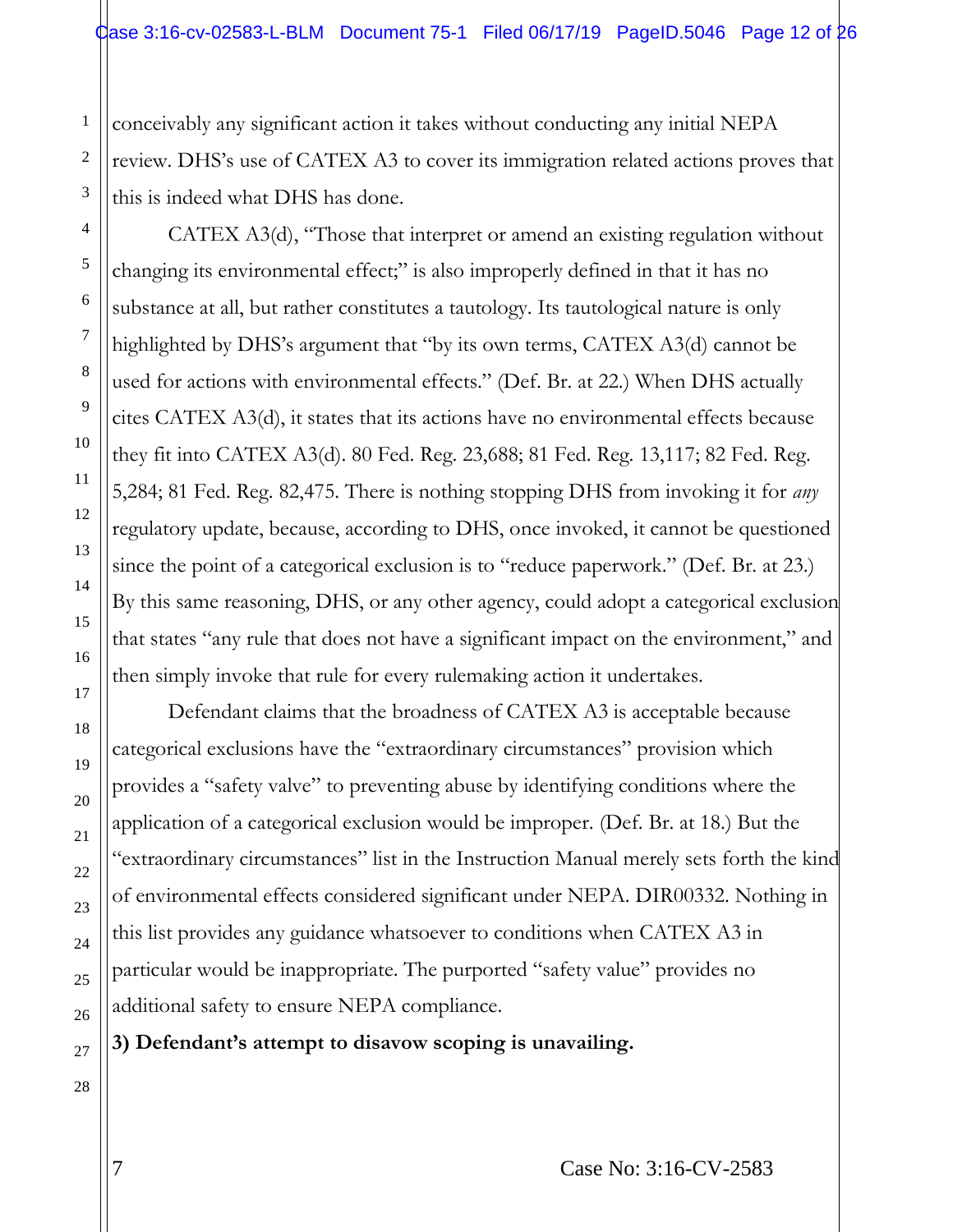conceivably any significant action it takes without conducting any initial NEPA review. DHS's use of CATEX A3 to cover its immigration related actions proves that this is indeed what DHS has done.

CATEX A3(d), "Those that interpret or amend an existing regulation without changing its environmental effect;" is also improperly defined in that it has no substance at all, but rather constitutes a tautology. Its tautological nature is only highlighted by DHS's argument that "by its own terms, CATEX A3(d) cannot be used for actions with environmental effects." (Def. Br. at 22.) When DHS actually cites CATEX A3(d), it states that its actions have no environmental effects because they fit into CATEX A3(d). 80 Fed. Reg. 23,688; 81 Fed. Reg. 13,117; 82 Fed. Reg. 5,284; 81 Fed. Reg. 82,475. There is nothing stopping DHS from invoking it for *any* regulatory update, because, according to DHS, once invoked, it cannot be questioned since the point of a categorical exclusion is to "reduce paperwork." (Def. Br. at 23.) By this same reasoning, DHS, or any other agency, could adopt a categorical exclusion that states "any rule that does not have a significant impact on the environment," and then simply invoke that rule for every rulemaking action it undertakes.

Defendant claims that the broadness of CATEX A3 is acceptable because categorical exclusions have the "extraordinary circumstances" provision which provides a "safety valve" to preventing abuse by identifying conditions where the application of a categorical exclusion would be improper. (Def. Br. at 18.) But the "extraordinary circumstances" list in the Instruction Manual merely sets forth the kind of environmental effects considered significant under NEPA. DIR00332. Nothing in this list provides any guidance whatsoever to conditions when CATEX A3 in particular would be inappropriate. The purported "safety value" provides no additional safety to ensure NEPA compliance.

**3) Defendant's attempt to disavow scoping is unavailing.**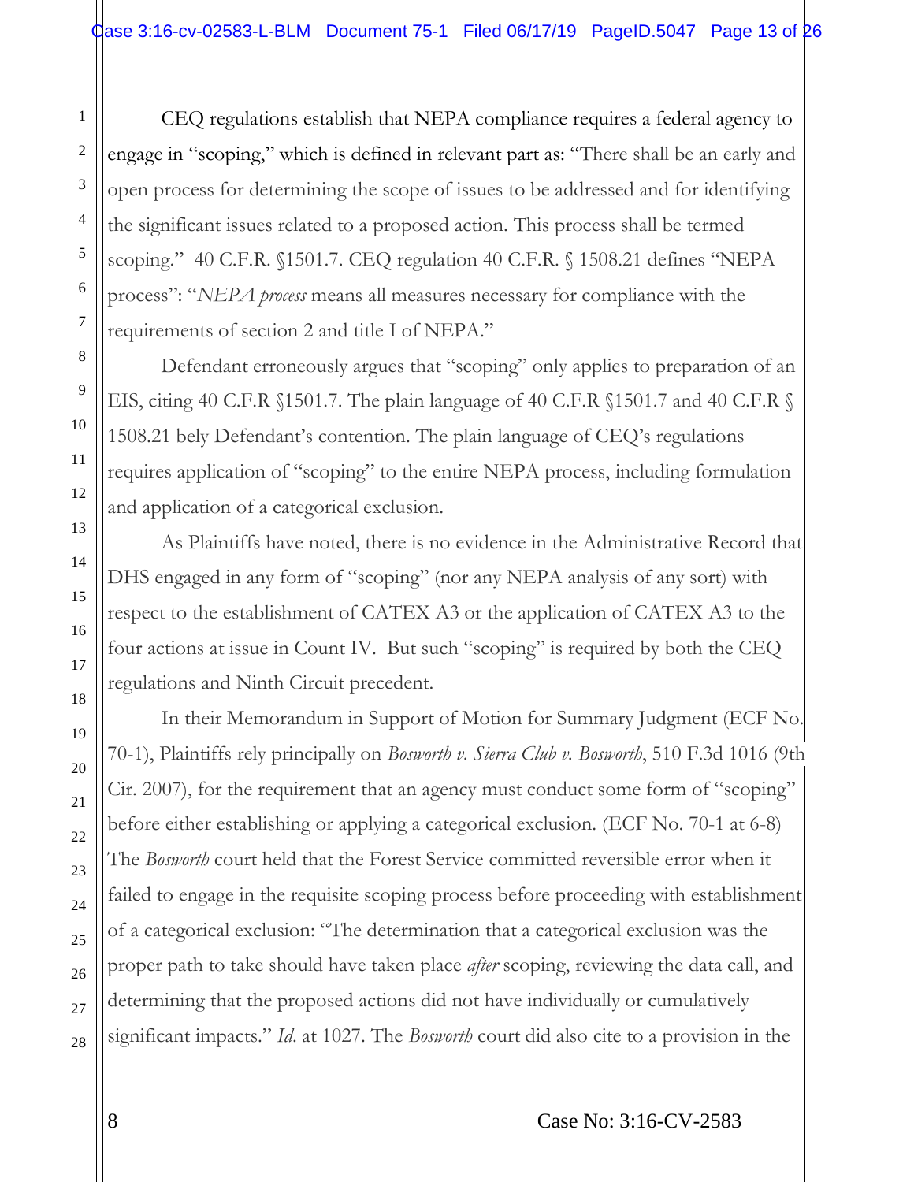CEQ regulations establish that NEPA compliance requires a federal agency to engage in "scoping," which is defined in relevant part as: "There shall be an early and open process for determining the scope of issues to be addressed and for identifying the significant issues related to a proposed action. This process shall be termed scoping." 40 C.F.R. §1501.7. CEQ regulation 40 C.F.R. § 1508.21 defines "NEPA process": "*NEPA process* means all measures necessary for compliance with the requirements of section 2 and title I of NEPA."

Defendant erroneously argues that "scoping" only applies to preparation of an EIS, citing 40 C.F.R §1501.7. The plain language of 40 C.F.R §1501.7 and 40 C.F.R § 1508.21 bely Defendant's contention. The plain language of CEQ's regulations requires application of "scoping" to the entire NEPA process, including formulation and application of a categorical exclusion.

As Plaintiffs have noted, there is no evidence in the Administrative Record that DHS engaged in any form of "scoping" (nor any NEPA analysis of any sort) with respect to the establishment of CATEX A3 or the application of CATEX A3 to the four actions at issue in Count IV. But such "scoping" is required by both the CEQ regulations and Ninth Circuit precedent.

In their Memorandum in Support of Motion for Summary Judgment (ECF No. 70-1), Plaintiffs rely principally on *Bosworth v. Sierra Club v. Bosworth*, 510 F.3d 1016 (9th Cir. 2007), for the requirement that an agency must conduct some form of "scoping" before either establishing or applying a categorical exclusion. (ECF No. 70-1 at 6-8) The *Bosworth* court held that the Forest Service committed reversible error when it failed to engage in the requisite scoping process before proceeding with establishment of a categorical exclusion: "The determination that a categorical exclusion was the proper path to take should have taken place *after* scoping, reviewing the data call, and determining that the proposed actions did not have individually or cumulatively significant impacts." *Id*. at 1027. The *Bosworth* court did also cite to a provision in the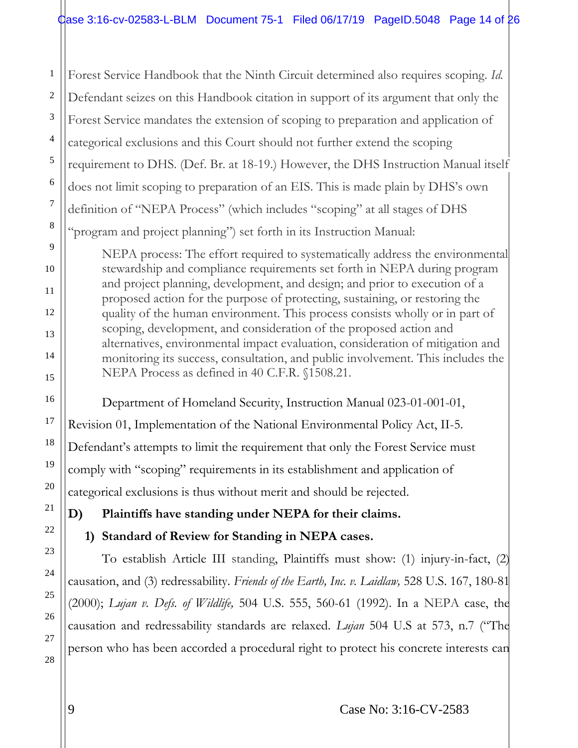Forest Service Handbook that the Ninth Circuit determined also requires scoping. *Id.* Defendant seizes on this Handbook citation in support of its argument that only the Forest Service mandates the extension of scoping to preparation and application of categorical exclusions and this Court should not further extend the scoping requirement to DHS. (Def. Br. at 18-19.) However, the DHS Instruction Manual itself does not limit scoping to preparation of an EIS. This is made plain by DHS's own definition of "NEPA Process" (which includes "scoping" at all stages of DHS "program and project planning") set forth in its Instruction Manual:

> NEPA process: The effort required to systematically address the environmental stewardship and compliance requirements set forth in NEPA during program and project planning, development, and design; and prior to execution of a proposed action for the purpose of protecting, sustaining, or restoring the quality of the human environment. This process consists wholly or in part of scoping, development, and consideration of the proposed action and alternatives, environmental impact evaluation, consideration of mitigation and monitoring its success, consultation, and public involvement. This includes the NEPA Process as defined in 40 C.F.R. §1508.21.

Department of Homeland Security, Instruction Manual 023-01-001-01, Revision 01, Implementation of the National Environmental Policy Act, II-5. Defendant's attempts to limit the requirement that only the Forest Service must comply with "scoping" requirements in its establishment and application of categorical exclusions is thus without merit and should be rejected.

**D) Plaintiffs have standing under NEPA for their claims.**

**1) Standard of Review for Standing in NEPA cases.**

To establish Article III standing, Plaintiffs must show: (1) injury-in-fact, (2) causation, and (3) redressability. *Friends of the Earth, Inc. v. Laidlaw,* 528 U.S. 167, 180-81 (2000); *Lujan v. Defs. of Wildlife,* 504 U.S. 555, 560-61 (1992). In a NEPA case, the causation and redressability standards are relaxed. *Lujan* 504 U.S at 573, n.7 ("The person who has been accorded a procedural right to protect his concrete interests can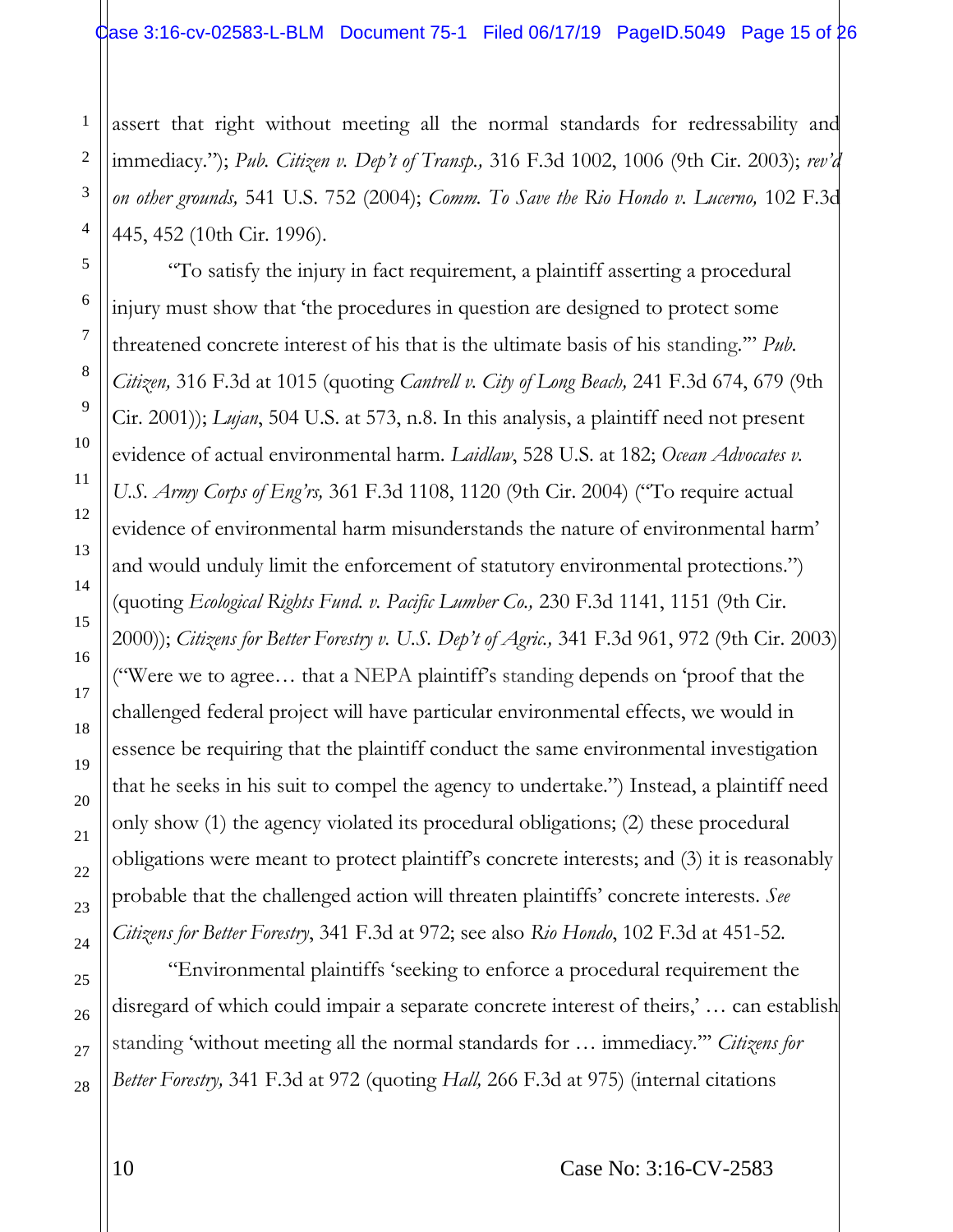assert that right without meeting all the normal standards for redressability and immediacy."); *Pub. Citizen v. Dep't of Transp.,* 316 F.3d 1002, 1006 (9th Cir. 2003); *rev'd on other grounds,* 541 U.S. 752 (2004); *Comm. To Save the Rio Hondo v. Lucerno,* 102 F.3d 445, 452 (10th Cir. 1996).

"To satisfy the injury in fact requirement, a plaintiff asserting a procedural injury must show that 'the procedures in question are designed to protect some threatened concrete interest of his that is the ultimate basis of his standing.'" *Pub. Citizen,* 316 F.3d at 1015 (quoting *Cantrell v. City of Long Beach,* 241 F.3d 674, 679 (9th Cir. 2001)); *Lujan*, 504 U.S. at 573, n.8. In this analysis, a plaintiff need not present evidence of actual environmental harm. *Laidlaw*, 528 U.S. at 182; *Ocean Advocates v. U.S. Army Corps of Eng'rs,* 361 F.3d 1108, 1120 (9th Cir. 2004) ("To require actual evidence of environmental harm misunderstands the nature of environmental harm' and would unduly limit the enforcement of statutory environmental protections.") (quoting *Ecological Rights Fund. v. Pacific Lumber Co.,* 230 F.3d 1141, 1151 (9th Cir. 2000)); *Citizens for Better Forestry v. U.S. Dep't of Agric.,* 341 F.3d 961, 972 (9th Cir. 2003) ("Were we to agree… that a NEPA plaintiff's standing depends on 'proof that the challenged federal project will have particular environmental effects, we would in essence be requiring that the plaintiff conduct the same environmental investigation that he seeks in his suit to compel the agency to undertake.") Instead, a plaintiff need only show (1) the agency violated its procedural obligations; (2) these procedural obligations were meant to protect plaintiff's concrete interests; and (3) it is reasonably probable that the challenged action will threaten plaintiffs' concrete interests. *See Citizens for Better Forestry*, 341 F.3d at 972; see also *Rio Hondo*, 102 F.3d at 451-52.

"Environmental plaintiffs 'seeking to enforce a procedural requirement the disregard of which could impair a separate concrete interest of theirs,' … can establish standing 'without meeting all the normal standards for … immediacy.'" *Citizens for Better Forestry,* 341 F.3d at 972 (quoting *Hall,* 266 F.3d at 975) (internal citations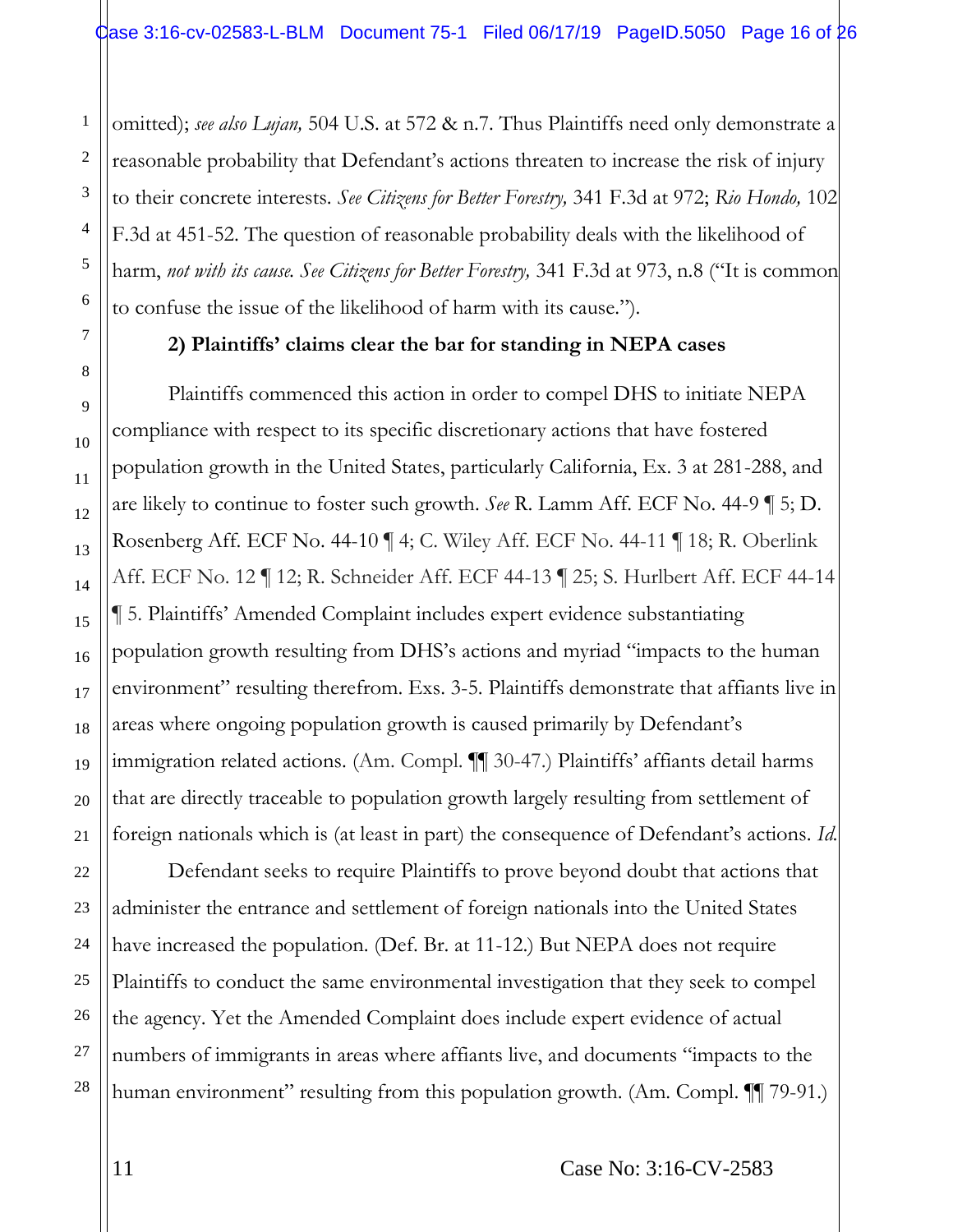omitted); *see also Lujan,* 504 U.S. at 572 & n.7. Thus Plaintiffs need only demonstrate a reasonable probability that Defendant's actions threaten to increase the risk of injury to their concrete interests. *See Citizens for Better Forestry,* 341 F.3d at 972; *Rio Hondo,* 102 F.3d at 451-52. The question of reasonable probability deals with the likelihood of harm, *not with its cause. See Citizens for Better Forestry,* 341 F.3d at 973, n.8 ("It is common to confuse the issue of the likelihood of harm with its cause.").

**2) Plaintiffs' claims clear the bar for standing in NEPA cases**

Plaintiffs commenced this action in order to compel DHS to initiate NEPA compliance with respect to its specific discretionary actions that have fostered population growth in the United States, particularly California, Ex. 3 at 281-288, and are likely to continue to foster such growth. *See* R. Lamm Aff. ECF No. 44-9 ¶ 5; D. Rosenberg Aff. ECF No. 44-10 ¶ 4; C. Wiley Aff. ECF No. 44-11 ¶ 18; R. Oberlink Aff. ECF No. 12 ¶ 12; R. Schneider Aff. ECF 44-13 ¶ 25; S. Hurlbert Aff. ECF 44-14 ¶ 5. Plaintiffs' Amended Complaint includes expert evidence substantiating population growth resulting from DHS's actions and myriad "impacts to the human environment" resulting therefrom. Exs. 3-5. Plaintiffs demonstrate that affiants live in areas where ongoing population growth is caused primarily by Defendant's immigration related actions. (Am. Compl. ¶¶ 30-47.) Plaintiffs' affiants detail harms that are directly traceable to population growth largely resulting from settlement of foreign nationals which is (at least in part) the consequence of Defendant's actions. *Id.*

Defendant seeks to require Plaintiffs to prove beyond doubt that actions that administer the entrance and settlement of foreign nationals into the United States have increased the population. (Def. Br. at 11-12.) But NEPA does not require Plaintiffs to conduct the same environmental investigation that they seek to compel the agency. Yet the Amended Complaint does include expert evidence of actual numbers of immigrants in areas where affiants live, and documents "impacts to the human environment" resulting from this population growth. (Am. Compl. ¶¶ 79-91.)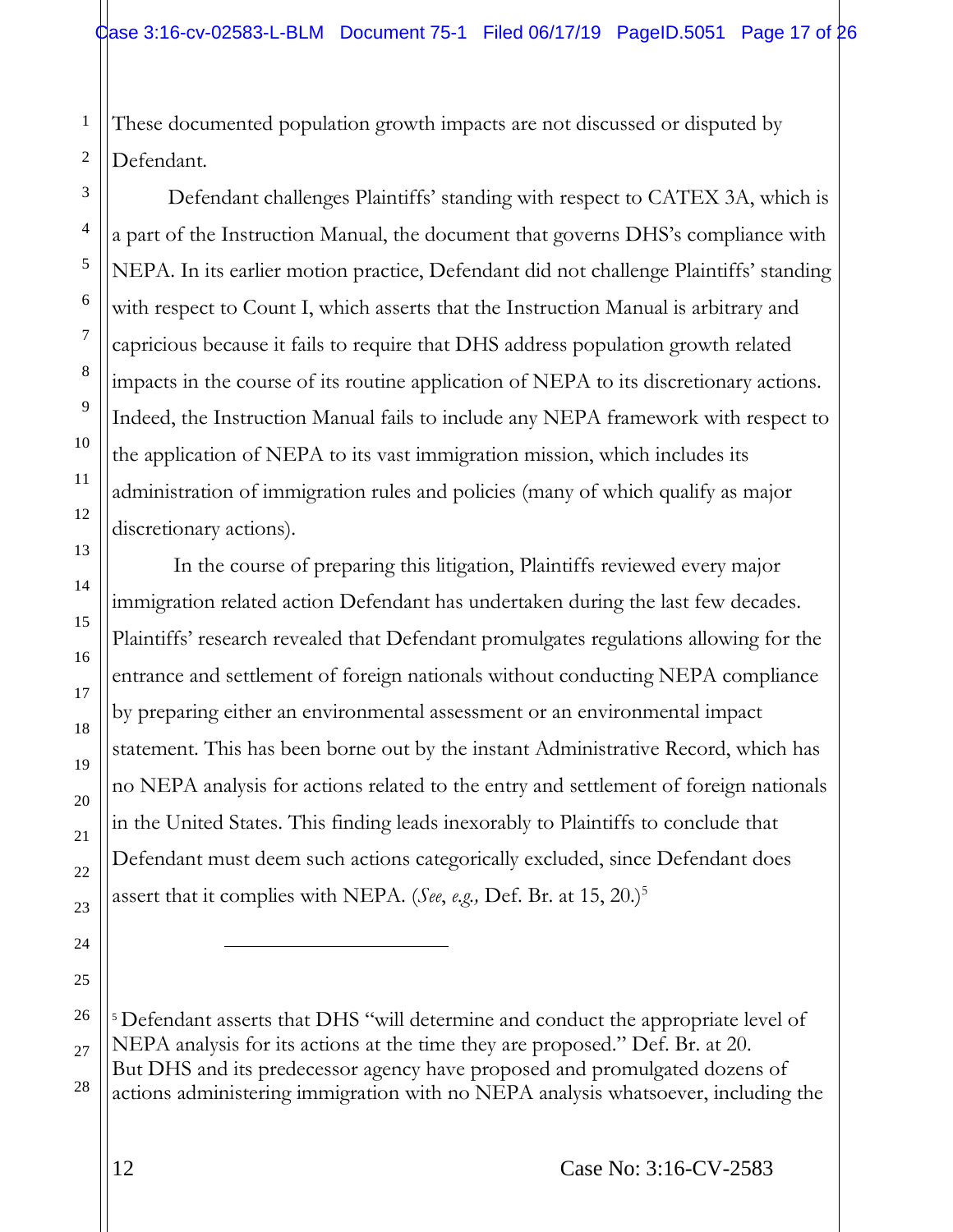These documented population growth impacts are not discussed or disputed by Defendant.

Defendant challenges Plaintiffs' standing with respect to CATEX 3A, which is a part of the Instruction Manual, the document that governs DHS's compliance with NEPA. In its earlier motion practice, Defendant did not challenge Plaintiffs' standing with respect to Count I, which asserts that the Instruction Manual is arbitrary and capricious because it fails to require that DHS address population growth related impacts in the course of its routine application of NEPA to its discretionary actions. Indeed, the Instruction Manual fails to include any NEPA framework with respect to the application of NEPA to its vast immigration mission, which includes its administration of immigration rules and policies (many of which qualify as major discretionary actions).

In the course of preparing this litigation, Plaintiffs reviewed every major immigration related action Defendant has undertaken during the last few decades. Plaintiffs' research revealed that Defendant promulgates regulations allowing for the entrance and settlement of foreign nationals without conducting NEPA compliance by preparing either an environmental assessment or an environmental impact statement. This has been borne out by the instant Administrative Record, which has no NEPA analysis for actions related to the entry and settlement of foreign nationals in the United States. This finding leads inexorably to Plaintiffs to conclude that Defendant must deem such actions categorically excluded, since Defendant does assert that it complies with NEPA. (*See*, *e.g.,* Def. Br. at 15, 20.)[5]

---

[5] Defendant asserts that DHS "will determine and conduct the appropriate level of NEPA analysis for its actions at the time they are proposed." Def. Br. at 20. But DHS and its predecessor agency have proposed and promulgated dozens of actions administering immigration with no NEPA analysis whatsoever, including the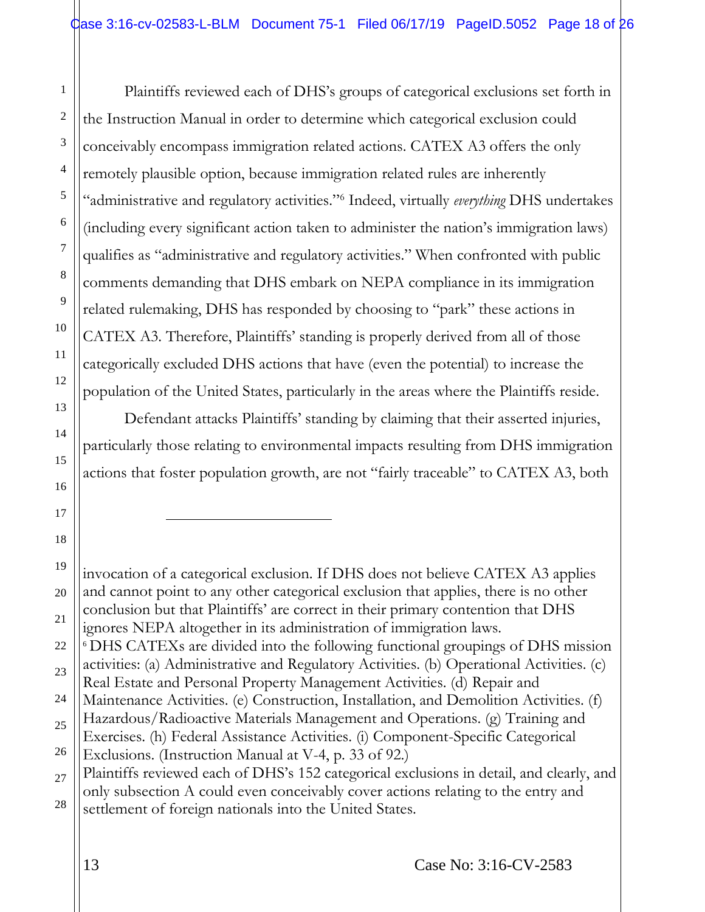Plaintiffs reviewed each of DHS's groups of categorical exclusions set forth in the Instruction Manual in order to determine which categorical exclusion could conceivably encompass immigration related actions. CATEX A3 offers the only remotely plausible option, because immigration related rules are inherently "administrative and regulatory activities."[6] Indeed, virtually *everything* DHS undertakes (including every significant action taken to administer the nation's immigration laws) qualifies as "administrative and regulatory activities." When confronted with public comments demanding that DHS embark on NEPA compliance in its immigration related rulemaking, DHS has responded by choosing to "park" these actions in CATEX A3. Therefore, Plaintiffs' standing is properly derived from all of those categorically excluded DHS actions that have (even the potential) to increase the population of the United States, particularly in the areas where the Plaintiffs reside.

Defendant attacks Plaintiffs' standing by claiming that their asserted injuries, particularly those relating to environmental impacts resulting from DHS immigration actions that foster population growth, are not "fairly traceable" to CATEX A3, both

---

invocation of a categorical exclusion. If DHS does not believe CATEX A3 applies and cannot point to any other categorical exclusion that applies, there is no other conclusion but that Plaintiffs' are correct in their primary contention that DHS ignores NEPA altogether in its administration of immigration laws.

[6] DHS CATEXs are divided into the following functional groupings of DHS mission activities: (a) Administrative and Regulatory Activities. (b) Operational Activities. (c) Real Estate and Personal Property Management Activities. (d) Repair and Maintenance Activities. (e) Construction, Installation, and Demolition Activities. (f) Hazardous/Radioactive Materials Management and Operations. (g) Training and Exercises. (h) Federal Assistance Activities. (i) Component-Specific Categorical Exclusions. (Instruction Manual at V-4, p. 33 of 92.)
Plaintiffs reviewed each of DHS's 152 categorical exclusions in detail, and clearly, and only subsection A could even conceivably cover actions relating to the entry and settlement of foreign nationals into the United States.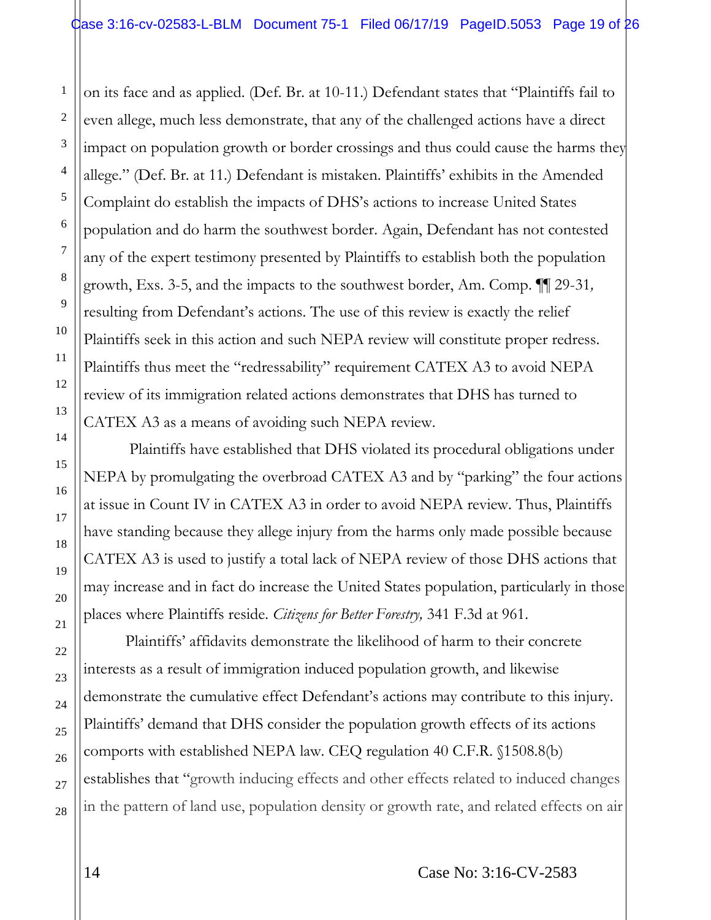on its face and as applied. (Def. Br. at 10-11.) Defendant states that "Plaintiffs fail to even allege, much less demonstrate, that any of the challenged actions have a direct impact on population growth or border crossings and thus could cause the harms they allege." (Def. Br. at 11.) Defendant is mistaken. Plaintiffs' exhibits in the Amended Complaint do establish the impacts of DHS's actions to increase United States population and do harm the southwest border. Again, Defendant has not contested any of the expert testimony presented by Plaintiffs to establish both the population growth, Exs. 3-5, and the impacts to the southwest border, Am. Comp. ¶¶ 29-31, resulting from Defendant's actions. The use of this review is exactly the relief Plaintiffs seek in this action and such NEPA review will constitute proper redress. Plaintiffs thus meet the "redressability" requirement CATEX A3 to avoid NEPA review of its immigration related actions demonstrates that DHS has turned to CATEX A3 as a means of avoiding such NEPA review.

Plaintiffs have established that DHS violated its procedural obligations under NEPA by promulgating the overbroad CATEX A3 and by "parking" the four actions at issue in Count IV in CATEX A3 in order to avoid NEPA review. Thus, Plaintiffs have standing because they allege injury from the harms only made possible because CATEX A3 is used to justify a total lack of NEPA review of those DHS actions that may increase and in fact do increase the United States population, particularly in those places where Plaintiffs reside. *Citizens for Better Forestry,* 341 F.3d at 961.

Plaintiffs' affidavits demonstrate the likelihood of harm to their concrete interests as a result of immigration induced population growth, and likewise demonstrate the cumulative effect Defendant's actions may contribute to this injury. Plaintiffs' demand that DHS consider the population growth effects of its actions comports with established NEPA law. CEQ regulation 40 C.F.R. §1508.8(b) establishes that "growth inducing effects and other effects related to induced changes in the pattern of land use, population density or growth rate, and related effects on air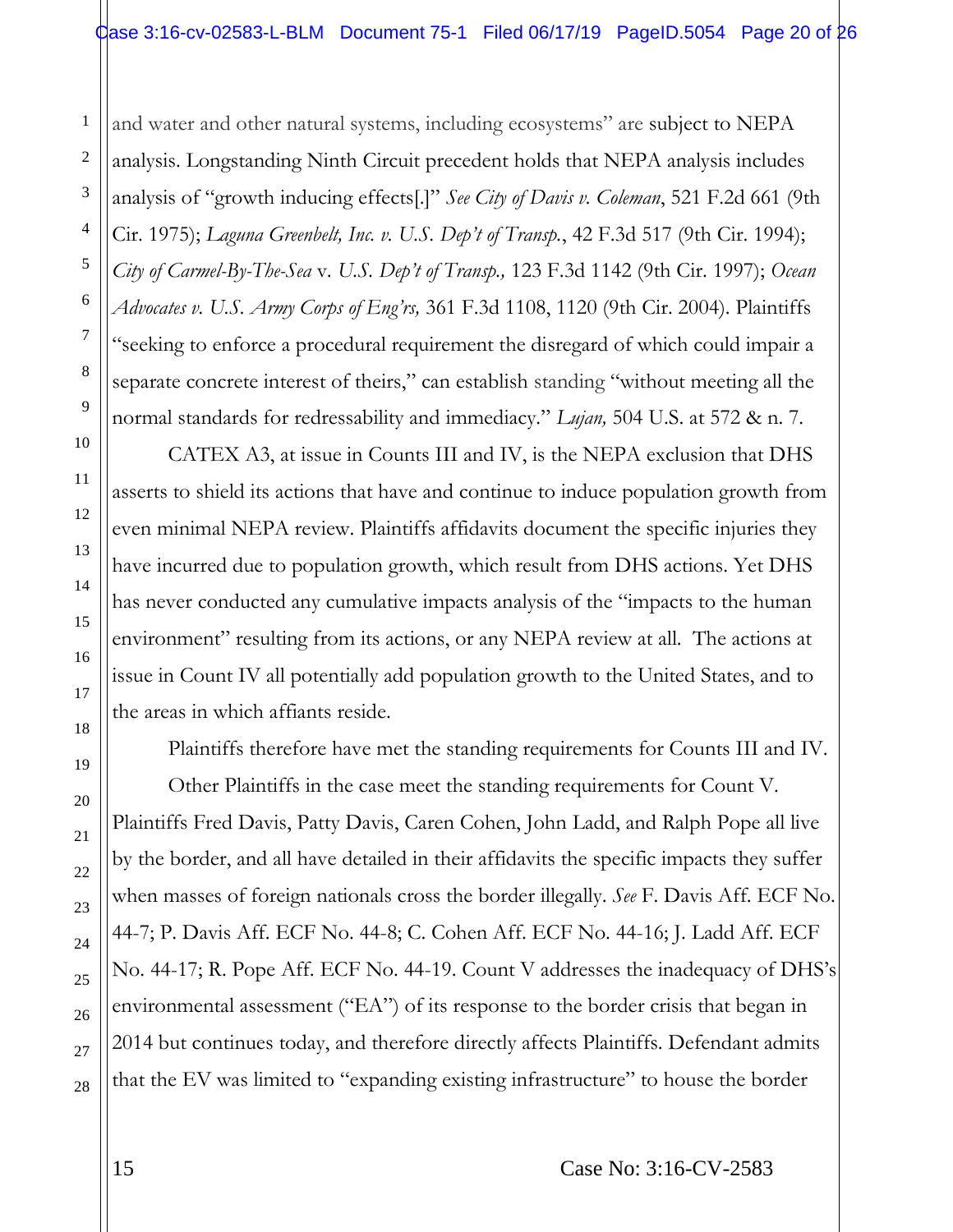and water and other natural systems, including ecosystems" are subject to NEPA analysis. Longstanding Ninth Circuit precedent holds that NEPA analysis includes analysis of "growth inducing effects[.]" *See City of Davis v. Coleman*, 521 F.2d 661 (9th Cir. 1975); *Laguna Greenbelt, Inc. v. U.S. Dep't of Transp.*, 42 F.3d 517 (9th Cir. 1994); *City of Carmel-By-The-Sea* v. *U.S. Dep't of Transp.,* 123 F.3d 1142 (9th Cir. 1997); *Ocean Advocates v. U.S. Army Corps of Eng'rs,* 361 F.3d 1108, 1120 (9th Cir. 2004). Plaintiffs "seeking to enforce a procedural requirement the disregard of which could impair a separate concrete interest of theirs," can establish standing "without meeting all the normal standards for redressability and immediacy." *Lujan,* 504 U.S. at 572 & n. 7.

CATEX A3, at issue in Counts III and IV, is the NEPA exclusion that DHS asserts to shield its actions that have and continue to induce population growth from even minimal NEPA review. Plaintiffs affidavits document the specific injuries they have incurred due to population growth, which result from DHS actions. Yet DHS has never conducted any cumulative impacts analysis of the "impacts to the human environment" resulting from its actions, or any NEPA review at all. The actions at issue in Count IV all potentially add population growth to the United States, and to the areas in which affiants reside.

Plaintiffs therefore have met the standing requirements for Counts III and IV.

Other Plaintiffs in the case meet the standing requirements for Count V. Plaintiffs Fred Davis, Patty Davis, Caren Cohen, John Ladd, and Ralph Pope all live by the border, and all have detailed in their affidavits the specific impacts they suffer when masses of foreign nationals cross the border illegally. *See* F. Davis Aff. ECF No. 44-7; P. Davis Aff. ECF No. 44-8; C. Cohen Aff. ECF No. 44-16; J. Ladd Aff. ECF No. 44-17; R. Pope Aff. ECF No. 44-19. Count V addresses the inadequacy of DHS's environmental assessment ("EA") of its response to the border crisis that began in 2014 but continues today, and therefore directly affects Plaintiffs. Defendant admits that the EV was limited to "expanding existing infrastructure" to house the border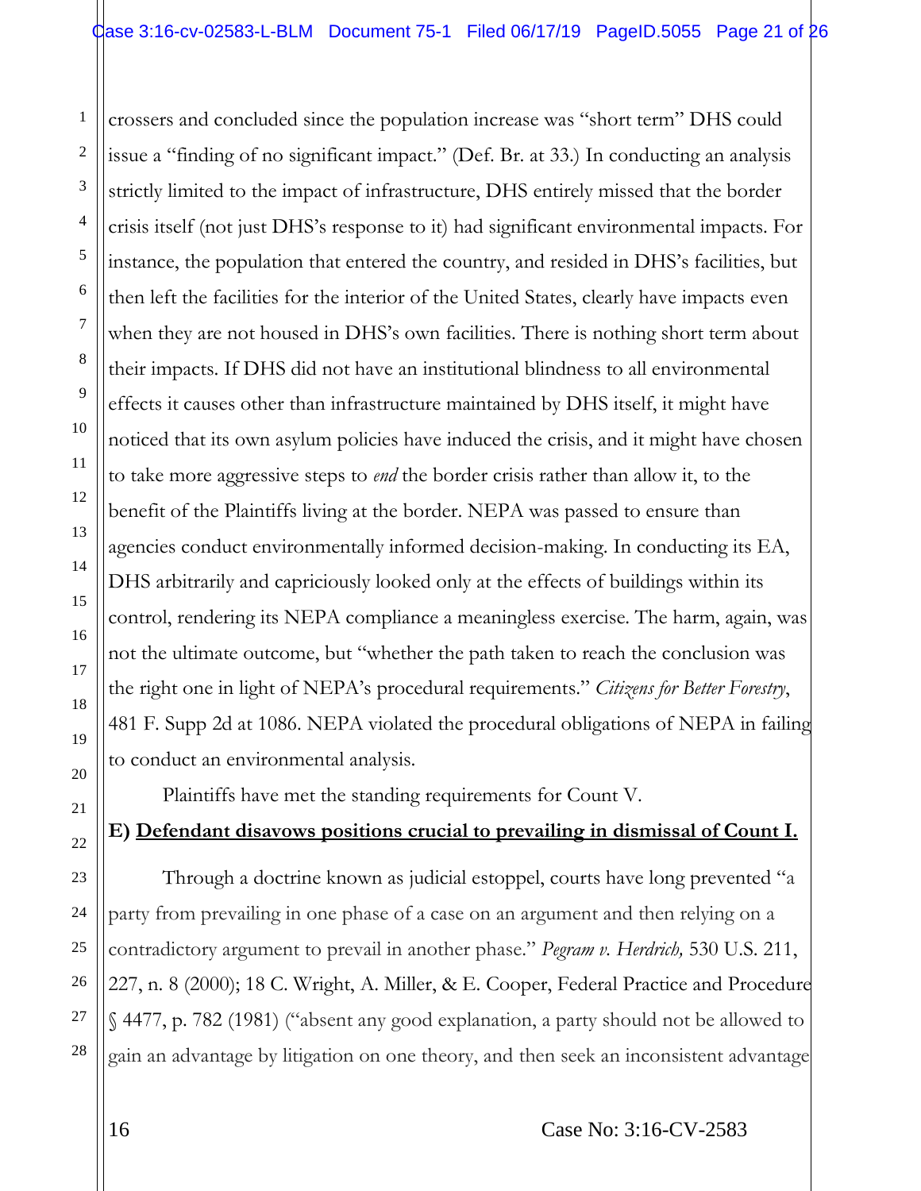crossers and concluded since the population increase was "short term" DHS could issue a "finding of no significant impact." (Def. Br. at 33.) In conducting an analysis strictly limited to the impact of infrastructure, DHS entirely missed that the border crisis itself (not just DHS's response to it) had significant environmental impacts. For instance, the population that entered the country, and resided in DHS's facilities, but then left the facilities for the interior of the United States, clearly have impacts even when they are not housed in DHS's own facilities. There is nothing short term about their impacts. If DHS did not have an institutional blindness to all environmental effects it causes other than infrastructure maintained by DHS itself, it might have noticed that its own asylum policies have induced the crisis, and it might have chosen to take more aggressive steps to *end* the border crisis rather than allow it, to the benefit of the Plaintiffs living at the border. NEPA was passed to ensure than agencies conduct environmentally informed decision-making. In conducting its EA, DHS arbitrarily and capriciously looked only at the effects of buildings within its control, rendering its NEPA compliance a meaningless exercise. The harm, again, was not the ultimate outcome, but "whether the path taken to reach the conclusion was the right one in light of NEPA's procedural requirements." *Citizens for Better Forestry*, 481 F. Supp 2d at 1086. NEPA violated the procedural obligations of NEPA in failing to conduct an environmental analysis.

Plaintiffs have met the standing requirements for Count V.

**E) <u>Defendant disavows positions crucial to prevailing in dismissal of Count I.</u>**

Through a doctrine known as judicial estoppel, courts have long prevented "a party from prevailing in one phase of a case on an argument and then relying on a contradictory argument to prevail in another phase." *Pegram v. Herdrich,* 530 U.S. 211, 227, n. 8 (2000); 18 C. Wright, A. Miller, & E. Cooper, Federal Practice and Procedure § 4477, p. 782 (1981) ("absent any good explanation, a party should not be allowed to gain an advantage by litigation on one theory, and then seek an inconsistent advantage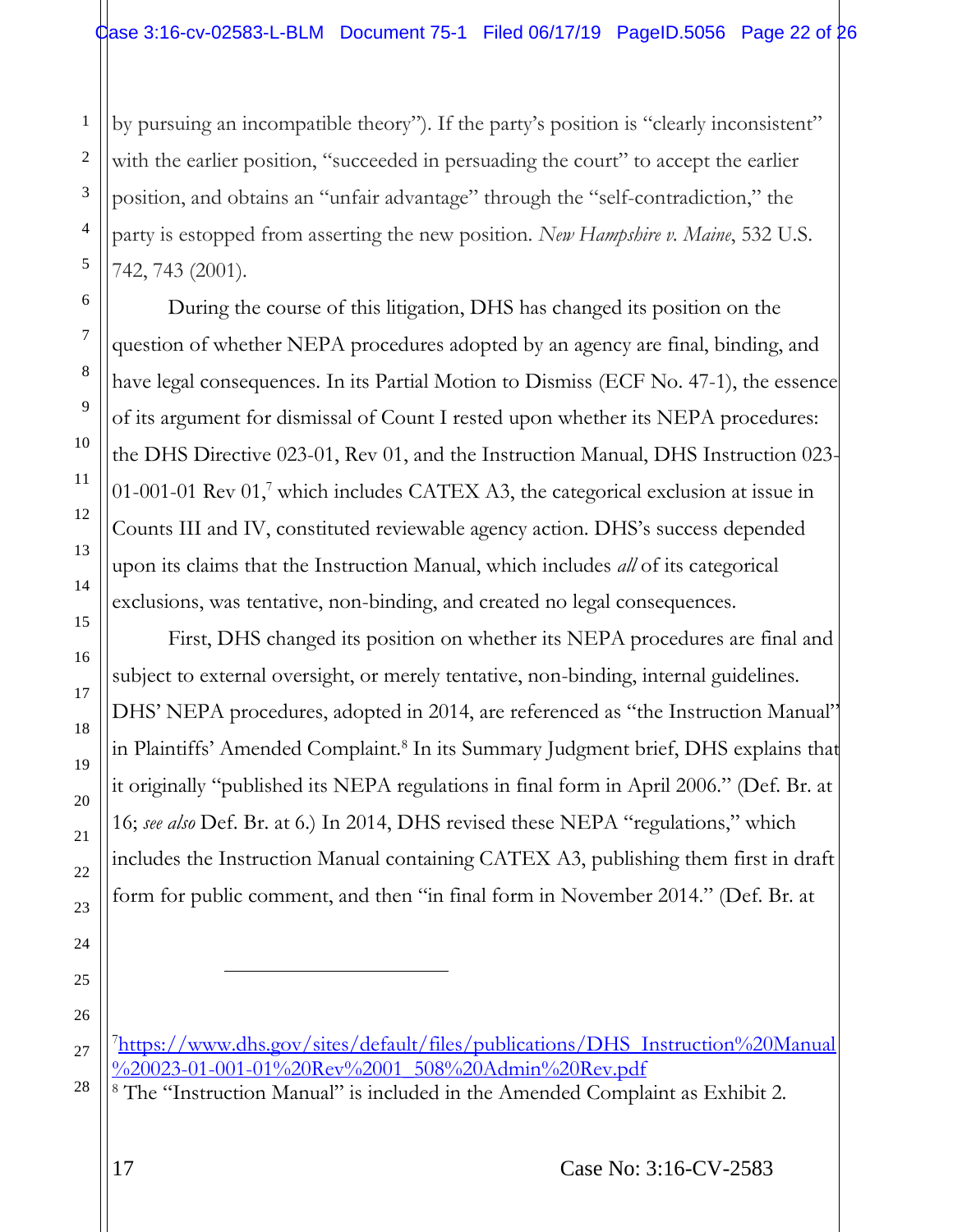by pursuing an incompatible theory"). If the party's position is "clearly inconsistent" with the earlier position, "succeeded in persuading the court" to accept the earlier position, and obtains an "unfair advantage" through the "self-contradiction," the party is estopped from asserting the new position. *New Hampshire v. Maine*, 532 U.S. 742, 743 (2001).

During the course of this litigation, DHS has changed its position on the question of whether NEPA procedures adopted by an agency are final, binding, and have legal consequences. In its Partial Motion to Dismiss (ECF No. 47-1), the essence of its argument for dismissal of Count I rested upon whether its NEPA procedures: the DHS Directive 023-01, Rev 01, and the Instruction Manual, DHS Instruction 023-01-001-01 Rev 01,[7] which includes CATEX A3, the categorical exclusion at issue in Counts III and IV, constituted reviewable agency action. DHS's success depended upon its claims that the Instruction Manual, which includes *all* of its categorical exclusions, was tentative, non-binding, and created no legal consequences.

First, DHS changed its position on whether its NEPA procedures are final and subject to external oversight, or merely tentative, non-binding, internal guidelines. DHS' NEPA procedures, adopted in 2014, are referenced as "the Instruction Manual" in Plaintiffs' Amended Complaint.[8] In its Summary Judgment brief, DHS explains that it originally "published its NEPA regulations in final form in April 2006." (Def. Br. at 16; *see also* Def. Br. at 6.) In 2014, DHS revised these NEPA "regulations," which includes the Instruction Manual containing CATEX A3, publishing them first in draft form for public comment, and then "in final form in November 2014." (Def. Br. at

---

[7] https://www.dhs.gov/sites/default/files/publications/DHS_Instruction%20Manual%20023-01-001-01%20Rev%2001_508%20Admin%20Rev.pdf

[8] The "Instruction Manual" is included in the Amended Complaint as Exhibit 2.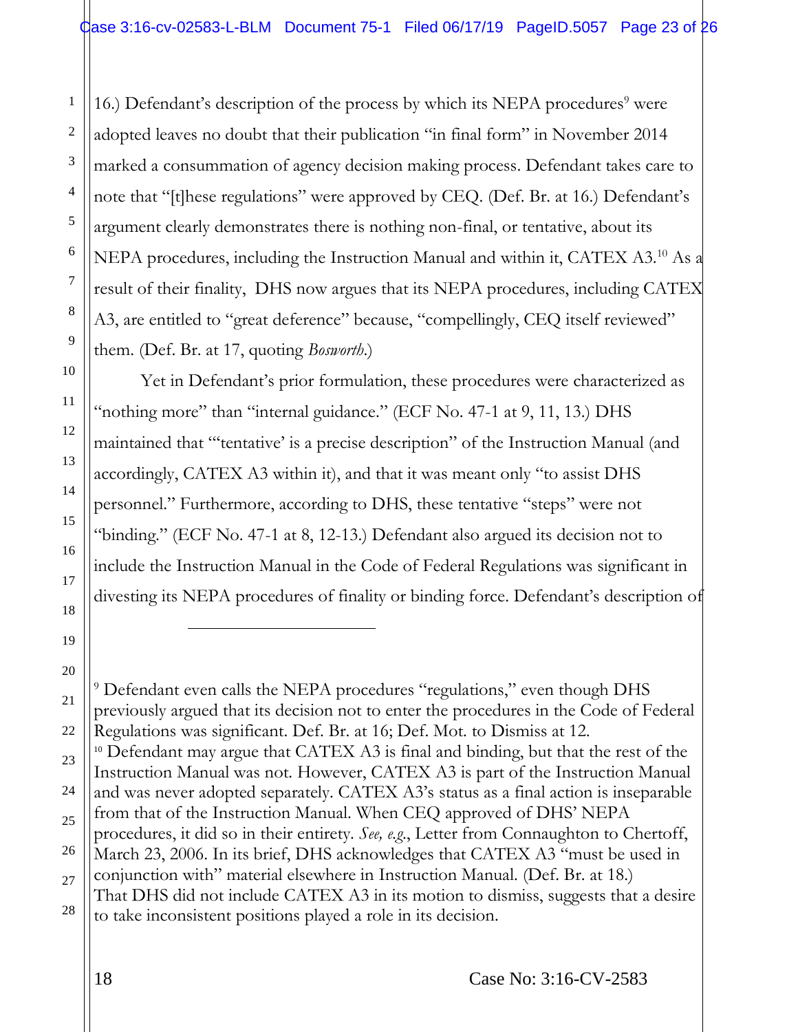16.) Defendant's description of the process by which its NEPA procedures[9] were adopted leaves no doubt that their publication "in final form" in November 2014 marked a consummation of agency decision making process. Defendant takes care to note that "[t]hese regulations" were approved by CEQ. (Def. Br. at 16.) Defendant's argument clearly demonstrates there is nothing non-final, or tentative, about its NEPA procedures, including the Instruction Manual and within it, CATEX A3.[10] As a result of their finality, DHS now argues that its NEPA procedures, including CATEX A3, are entitled to "great deference" because, "compellingly, CEQ itself reviewed" them. (Def. Br. at 17, quoting *Bosworth*.)

Yet in Defendant's prior formulation, these procedures were characterized as "nothing more" than "internal guidance." (ECF No. 47-1 at 9, 11, 13.) DHS maintained that "'tentative' is a precise description" of the Instruction Manual (and accordingly, CATEX A3 within it), and that it was meant only "to assist DHS personnel." Furthermore, according to DHS, these tentative "steps" were not "binding." (ECF No. 47-1 at 8, 12-13.) Defendant also argued its decision not to include the Instruction Manual in the Code of Federal Regulations was significant in divesting its NEPA procedures of finality or binding force. Defendant's description of

---

[9] Defendant even calls the NEPA procedures "regulations," even though DHS previously argued that its decision not to enter the procedures in the Code of Federal Regulations was significant. Def. Br. at 16; Def. Mot. to Dismiss at 12.

[10] Defendant may argue that CATEX A3 is final and binding, but that the rest of the Instruction Manual was not. However, CATEX A3 is part of the Instruction Manual and was never adopted separately. CATEX A3's status as a final action is inseparable from that of the Instruction Manual. When CEQ approved of DHS' NEPA procedures, it did so in their entirety. *See, e.g.*, Letter from Connaughton to Chertoff, March 23, 2006. In its brief, DHS acknowledges that CATEX A3 "must be used in conjunction with" material elsewhere in Instruction Manual. (Def. Br. at 18.) That DHS did not include CATEX A3 in its motion to dismiss, suggests that a desire to take inconsistent positions played a role in its decision.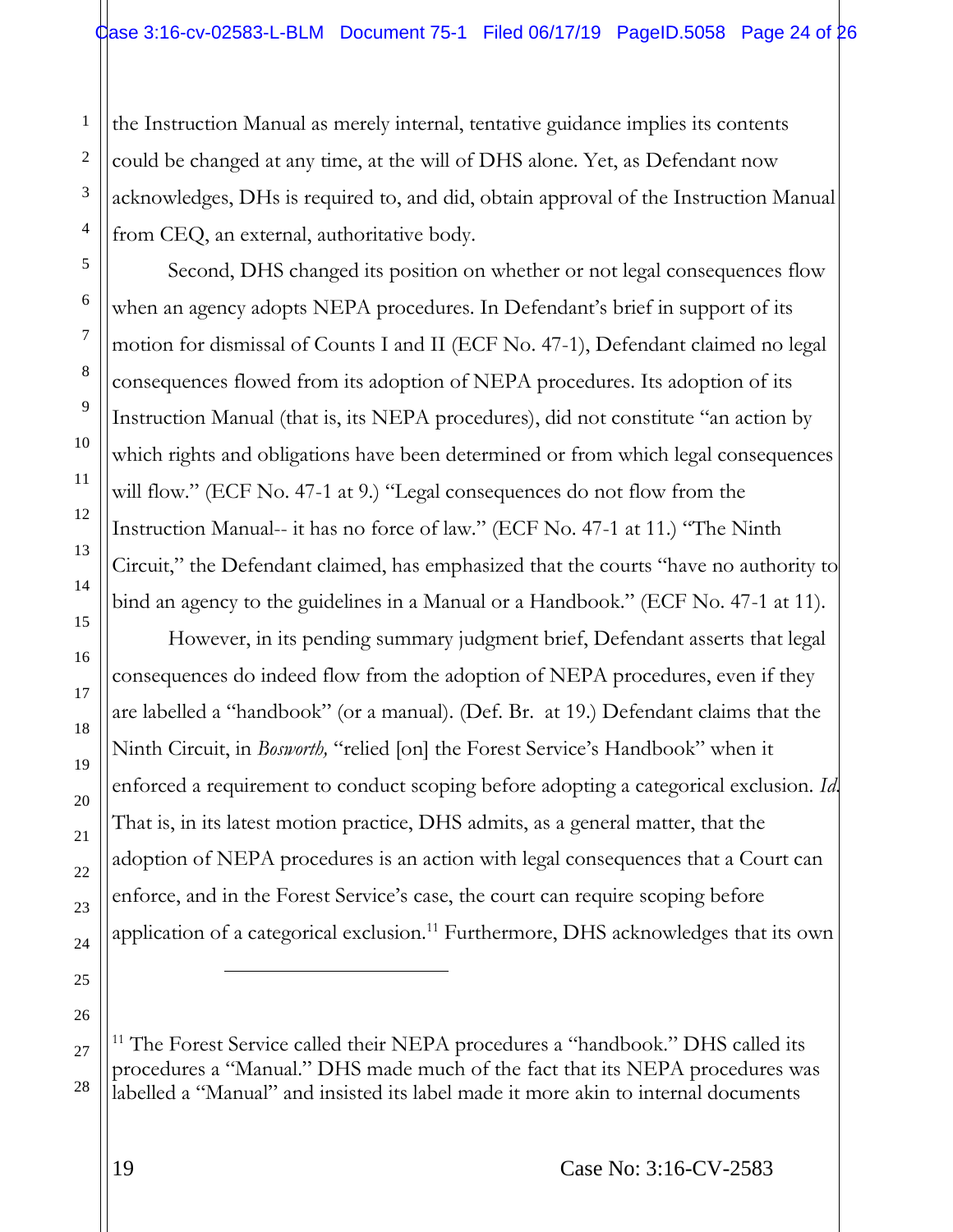the Instruction Manual as merely internal, tentative guidance implies its contents could be changed at any time, at the will of DHS alone. Yet, as Defendant now acknowledges, DHs is required to, and did, obtain approval of the Instruction Manual from CEQ, an external, authoritative body.

Second, DHS changed its position on whether or not legal consequences flow when an agency adopts NEPA procedures. In Defendant's brief in support of its motion for dismissal of Counts I and II (ECF No. 47-1), Defendant claimed no legal consequences flowed from its adoption of NEPA procedures. Its adoption of its Instruction Manual (that is, its NEPA procedures), did not constitute "an action by which rights and obligations have been determined or from which legal consequences will flow." (ECF No. 47-1 at 9.) "Legal consequences do not flow from the Instruction Manual-- it has no force of law." (ECF No. 47-1 at 11.) "The Ninth Circuit," the Defendant claimed, has emphasized that the courts "have no authority to bind an agency to the guidelines in a Manual or a Handbook." (ECF No. 47-1 at 11).

However, in its pending summary judgment brief, Defendant asserts that legal consequences do indeed flow from the adoption of NEPA procedures, even if they are labelled a "handbook" (or a manual). (Def. Br.  at 19.) Defendant claims that the Ninth Circuit, in *Bosworth,* "relied [on] the Forest Service's Handbook" when it enforced a requirement to conduct scoping before adopting a categorical exclusion. *Id.* That is, in its latest motion practice, DHS admits, as a general matter, that the adoption of NEPA procedures is an action with legal consequences that a Court can enforce, and in the Forest Service's case, the court can require scoping before application of a categorical exclusion.[11] Furthermore, DHS acknowledges that its own

---

[11] The Forest Service called their NEPA procedures a "handbook." DHS called its procedures a "Manual." DHS made much of the fact that its NEPA procedures was labelled a "Manual" and insisted its label made it more akin to internal documents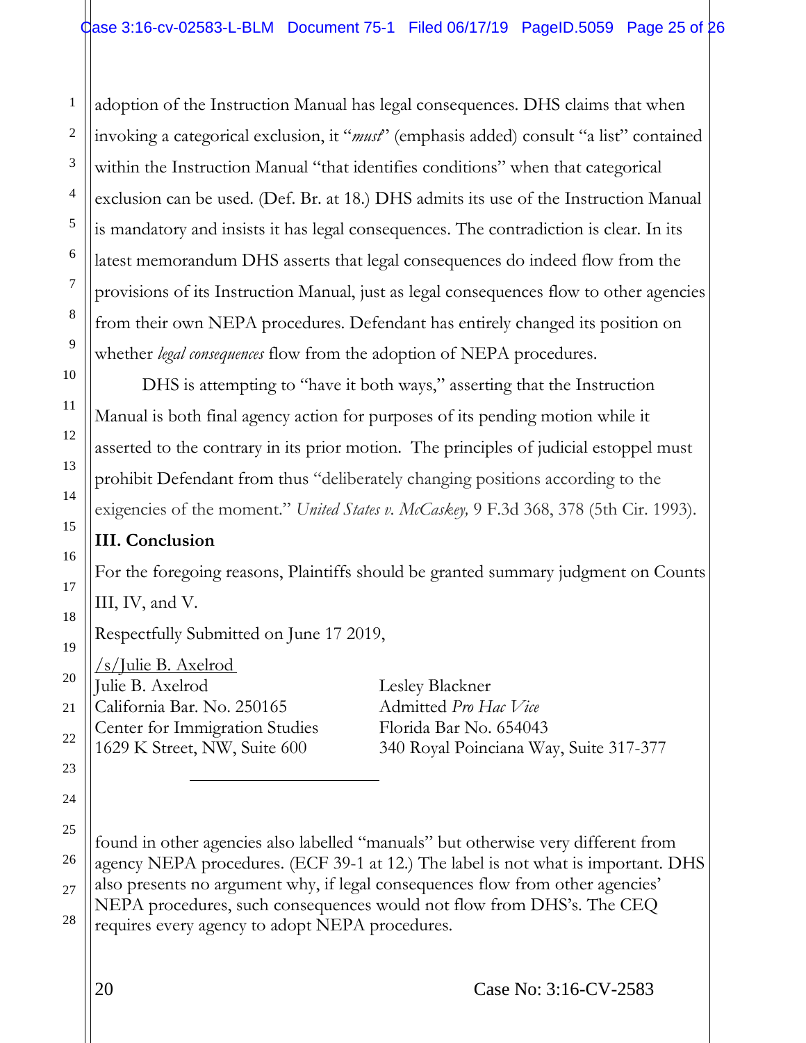adoption of the Instruction Manual has legal consequences. DHS claims that when invoking a categorical exclusion, it "*must*" (emphasis added) consult "a list" contained within the Instruction Manual "that identifies conditions" when that categorical exclusion can be used. (Def. Br. at 18.) DHS admits its use of the Instruction Manual is mandatory and insists it has legal consequences. The contradiction is clear. In its latest memorandum DHS asserts that legal consequences do indeed flow from the provisions of its Instruction Manual, just as legal consequences flow to other agencies from their own NEPA procedures. Defendant has entirely changed its position on whether *legal consequences* flow from the adoption of NEPA procedures.

DHS is attempting to "have it both ways," asserting that the Instruction Manual is both final agency action for purposes of its pending motion while it asserted to the contrary in its prior motion. The principles of judicial estoppel must prohibit Defendant from thus "deliberately changing positions according to the exigencies of the moment." *United States v. McCaskey,* 9 F.3d 368, 378 (5th Cir. 1993).

## III. Conclusion

For the foregoing reasons, Plaintiffs should be granted summary judgment on Counts III, IV, and V.

Respectfully Submitted on June 17 2019,

/s/Julie B. Axelrod
Julie B. Axelrod
California Bar. No. 250165
Center for Immigration Studies
1629 K Street, NW, Suite 600

Lesley Blackner
Admitted *Pro Hac Vice*
Florida Bar No. 654043
340 Royal Poinciana Way, Suite 317-377

---

found in other agencies also labelled "manuals" but otherwise very different from agency NEPA procedures. (ECF 39-1 at 12.) The label is not what is important. DHS also presents no argument why, if legal consequences flow from other agencies' NEPA procedures, such consequences would not flow from DHS's. The CEQ requires every agency to adopt NEPA procedures.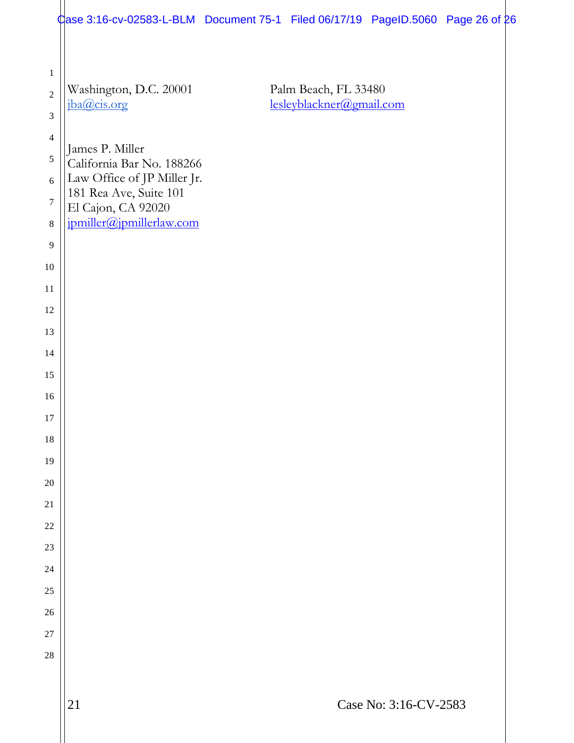Washington, D.C. 20001
jba@cis.org

Palm Beach, FL 33480
lesleyblackner@gmail.com

James P. Miller
California Bar No. 188266
Law Office of JP Miller Jr.
181 Rea Ave, Suite 101
El Cajon, CA 92020
jpmiller@jpmillerlaw.com